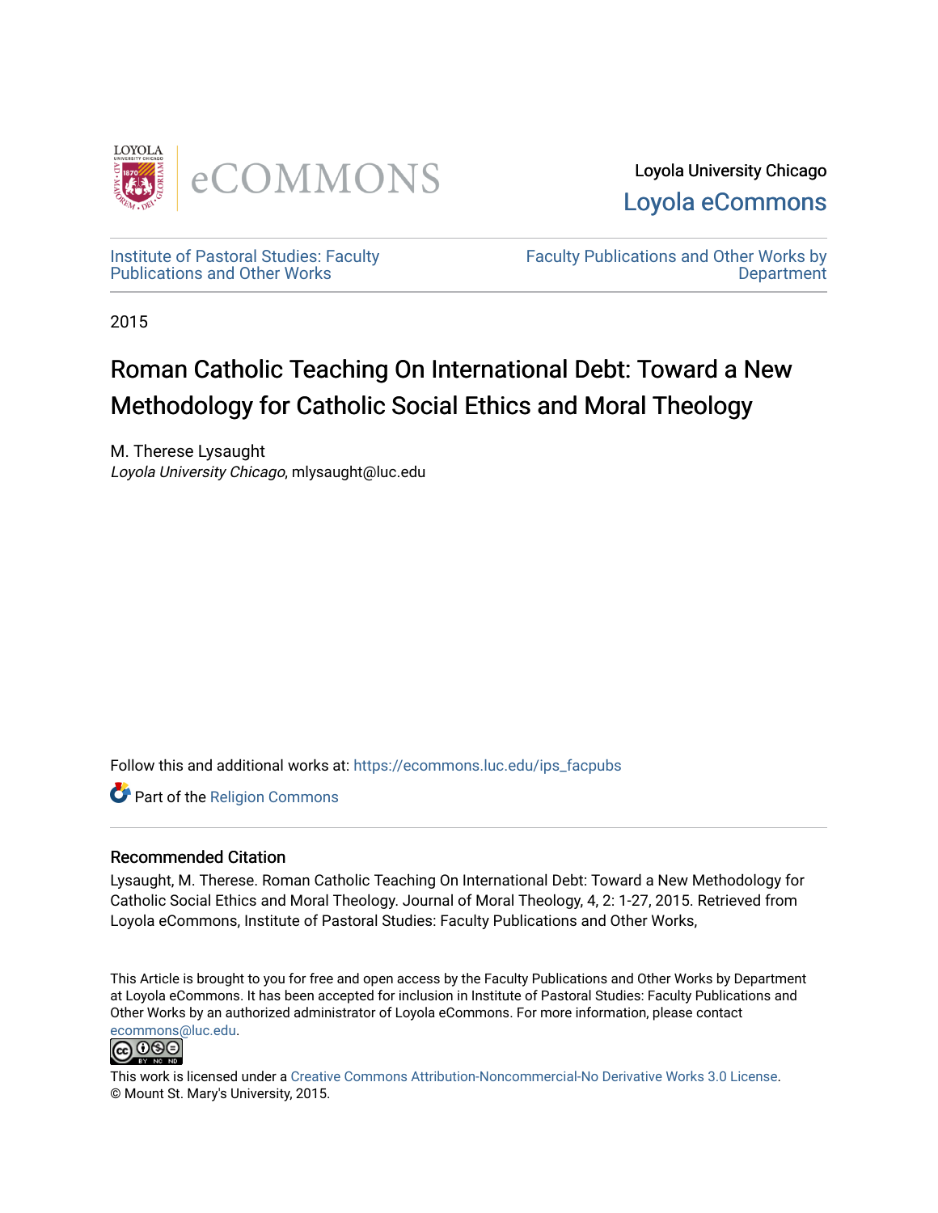Loyola University Chicago

Loyola eCommons

Institute of Pastoral Studies: Faculty Publications and Other Works

Faculty Publications and Other Works by Department

2015

# Roman Catholic Teaching On International Debt: Toward a New Methodology for Catholic Social Ethics and Moral Theology

M. Therese Lysaught
*Loyola University Chicago*, mlysaught@luc.edu

Follow this and additional works at: https://ecommons.luc.edu/ips_facpubs

Part of the Religion Commons

## Recommended Citation

Lysaught, M. Therese. Roman Catholic Teaching On International Debt: Toward a New Methodology for Catholic Social Ethics and Moral Theology. Journal of Moral Theology, 4, 2: 1-27, 2015. Retrieved from Loyola eCommons, Institute of Pastoral Studies: Faculty Publications and Other Works,

This Article is brought to you for free and open access by the Faculty Publications and Other Works by Department at Loyola eCommons. It has been accepted for inclusion in Institute of Pastoral Studies: Faculty Publications and Other Works by an authorized administrator of Loyola eCommons. For more information, please contact ecommons@luc.edu.

This work is licensed under a Creative Commons Attribution-Noncommercial-No Derivative Works 3.0 License.
© Mount St. Mary's University, 2015.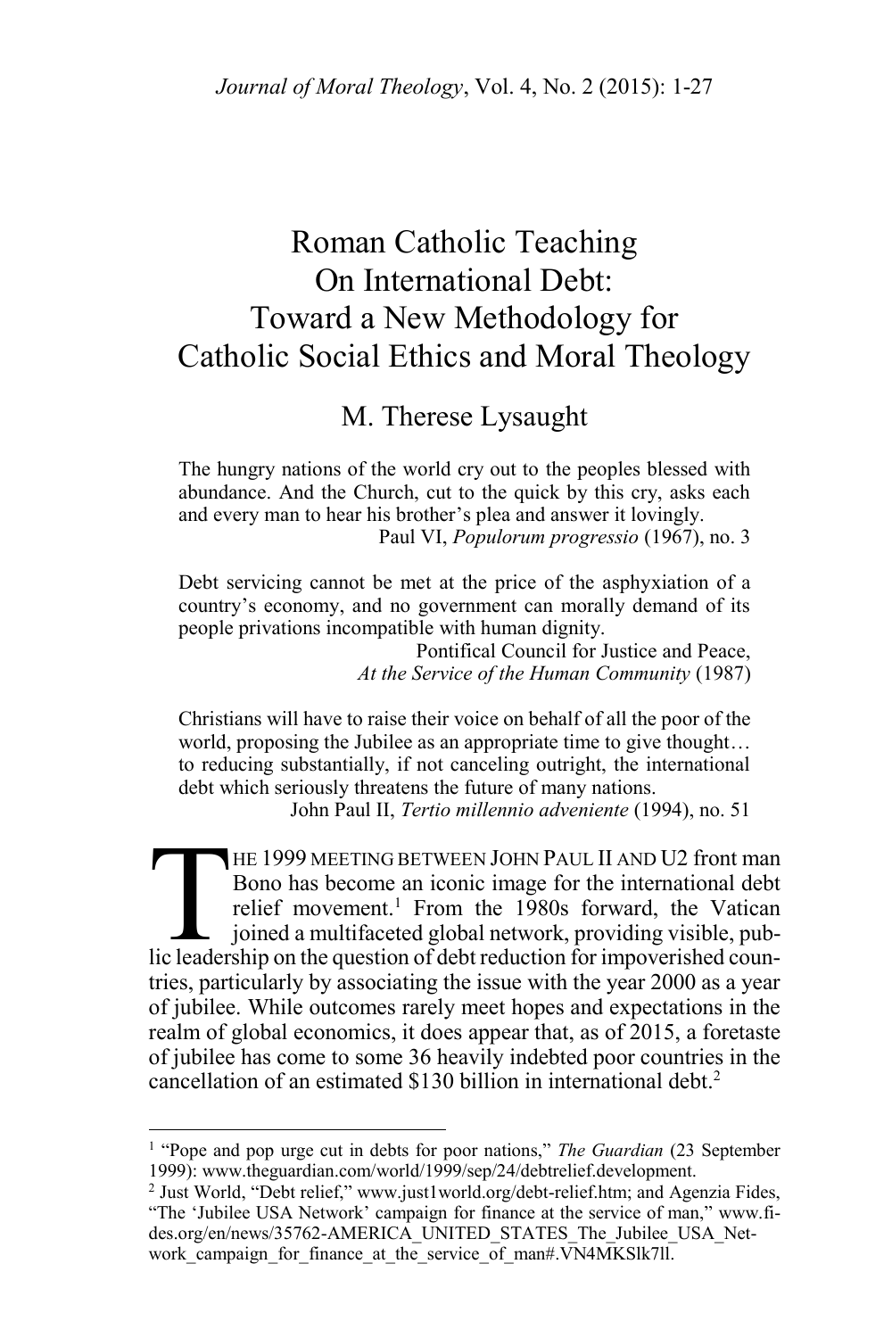# Roman Catholic Teaching On International Debt: Toward a New Methodology for Catholic Social Ethics and Moral Theology

## M. Therese Lysaught

> The hungry nations of the world cry out to the peoples blessed with abundance. And the Church, cut to the quick by this cry, asks each and every man to hear his brother's plea and answer it lovingly.
>
> Paul VI, *Populorum progressio* (1967), no. 3

> Debt servicing cannot be met at the price of the asphyxiation of a country's economy, and no government can morally demand of its people privations incompatible with human dignity.
>
> Pontifical Council for Justice and Peace, *At the Service of the Human Community* (1987)

> Christians will have to raise their voice on behalf of all the poor of the world, proposing the Jubilee as an appropriate time to give thought… to reducing substantially, if not canceling outright, the international debt which seriously threatens the future of many nations.
>
> John Paul II, *Tertio millennio adveniente* (1994), no. 51

THE 1999 MEETING BETWEEN JOHN PAUL II AND U2 front man Bono has become an iconic image for the international debt relief movement.[1] From the 1980s forward, the Vatican joined a multifaceted global network, providing visible, public leadership on the question of debt reduction for impoverished countries, particularly by associating the issue with the year 2000 as a year of jubilee. While outcomes rarely meet hopes and expectations in the realm of global economics, it does appear that, as of 2015, a foretaste of jubilee has come to some 36 heavily indebted poor countries in the cancellation of an estimated $130 billion in international debt.[2]

---

[1] "Pope and pop urge cut in debts for poor nations," *The Guardian* (23 September 1999): www.theguardian.com/world/1999/sep/24/debtrelief.development.

[2] Just World, "Debt relief," www.just1world.org/debt-relief.htm; and Agenzia Fides, "The 'Jubilee USA Network' campaign for finance at the service of man," www.fides.org/en/news/35762-AMERICA_UNITED_STATES_The_Jubilee_USA_Network_campaign_for_finance_at_the_service_of_man#.VN4MKSlk7ll.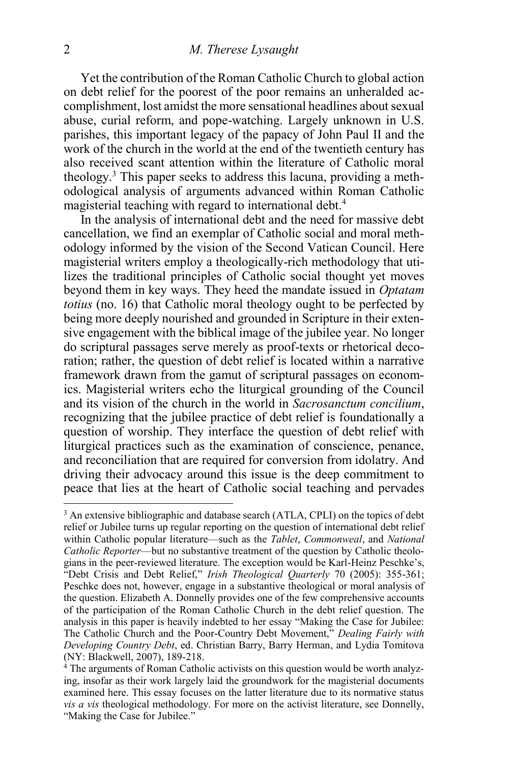Yet the contribution of the Roman Catholic Church to global action on debt relief for the poorest of the poor remains an unheralded accomplishment, lost amidst the more sensational headlines about sexual abuse, curial reform, and pope-watching. Largely unknown in U.S. parishes, this important legacy of the papacy of John Paul II and the work of the church in the world at the end of the twentieth century has also received scant attention within the literature of Catholic moral theology.[3] This paper seeks to address this lacuna, providing a methodological analysis of arguments advanced within Roman Catholic magisterial teaching with regard to international debt.[4]

In the analysis of international debt and the need for massive debt cancellation, we find an exemplar of Catholic social and moral methodology informed by the vision of the Second Vatican Council. Here magisterial writers employ a theologically-rich methodology that utilizes the traditional principles of Catholic social thought yet moves beyond them in key ways. They heed the mandate issued in *Optatam totius* (no. 16) that Catholic moral theology ought to be perfected by being more deeply nourished and grounded in Scripture in their extensive engagement with the biblical image of the jubilee year. No longer do scriptural passages serve merely as proof-texts or rhetorical decoration; rather, the question of debt relief is located within a narrative framework drawn from the gamut of scriptural passages on economics. Magisterial writers echo the liturgical grounding of the Council and its vision of the church in the world in *Sacrosanctum concilium*, recognizing that the jubilee practice of debt relief is foundationally a question of worship. They interface the question of debt relief with liturgical practices such as the examination of conscience, penance, and reconciliation that are required for conversion from idolatry. And driving their advocacy around this issue is the deep commitment to peace that lies at the heart of Catholic social teaching and pervades

---

[3] An extensive bibliographic and database search (ATLA, CPLI) on the topics of debt relief or Jubilee turns up regular reporting on the question of international debt relief within Catholic popular literature—such as the *Tablet*, *Commonweal*, and *National Catholic Reporter*—but no substantive treatment of the question by Catholic theologians in the peer-reviewed literature. The exception would be Karl-Heinz Peschke's, "Debt Crisis and Debt Relief," *Irish Theological Quarterly* 70 (2005): 355-361; Peschke does not, however, engage in a substantive theological or moral analysis of the question. Elizabeth A. Donnelly provides one of the few comprehensive accounts of the participation of the Roman Catholic Church in the debt relief question. The analysis in this paper is heavily indebted to her essay "Making the Case for Jubilee: The Catholic Church and the Poor-Country Debt Movement," *Dealing Fairly with Developing Country Debt*, ed. Christian Barry, Barry Herman, and Lydia Tomitova (NY: Blackwell, 2007), 189-218.

[4] The arguments of Roman Catholic activists on this question would be worth analyzing, insofar as their work largely laid the groundwork for the magisterial documents examined here. This essay focuses on the latter literature due to its normative status *vis a vis* theological methodology. For more on the activist literature, see Donnelly, "Making the Case for Jubilee."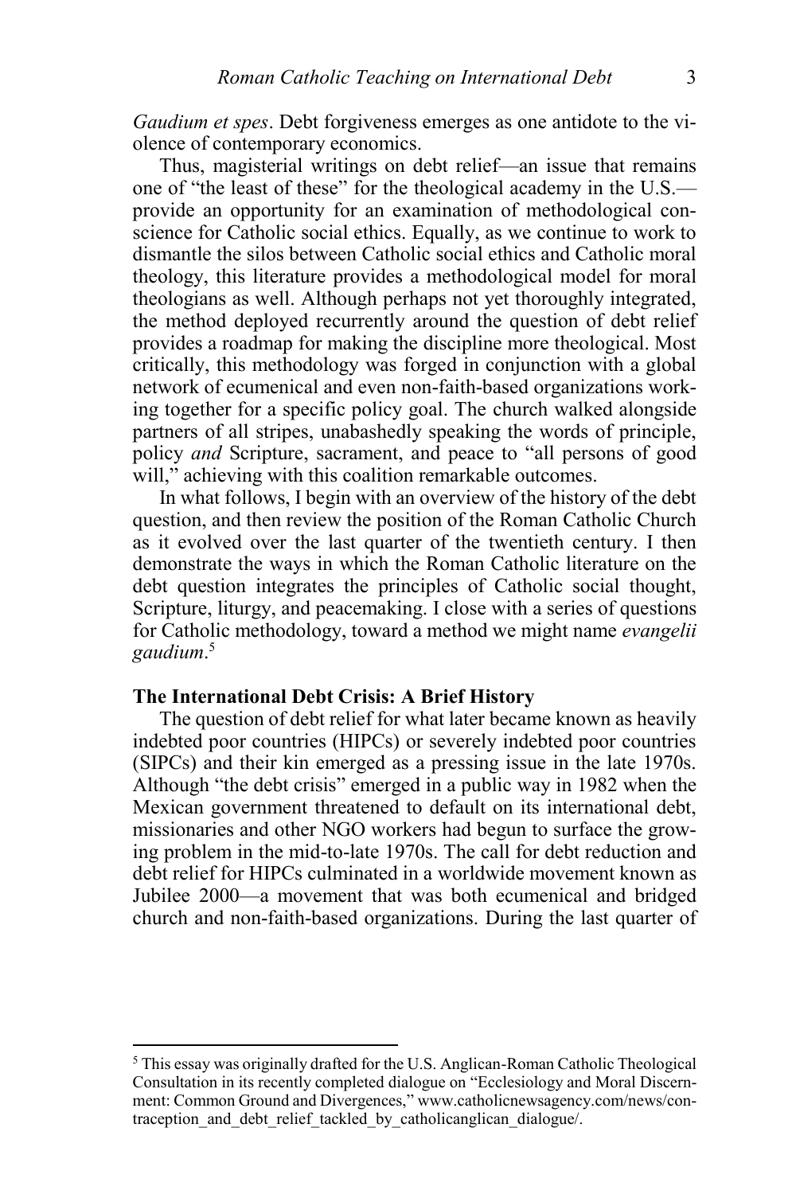*Gaudium et spes*. Debt forgiveness emerges as one antidote to the violence of contemporary economics.

Thus, magisterial writings on debt relief—an issue that remains one of "the least of these" for the theological academy in the U.S.—provide an opportunity for an examination of methodological conscience for Catholic social ethics. Equally, as we continue to work to dismantle the silos between Catholic social ethics and Catholic moral theology, this literature provides a methodological model for moral theologians as well. Although perhaps not yet thoroughly integrated, the method deployed recurrently around the question of debt relief provides a roadmap for making the discipline more theological. Most critically, this methodology was forged in conjunction with a global network of ecumenical and even non-faith-based organizations working together for a specific policy goal. The church walked alongside partners of all stripes, unabashedly speaking the words of principle, policy *and* Scripture, sacrament, and peace to "all persons of good will," achieving with this coalition remarkable outcomes.

In what follows, I begin with an overview of the history of the debt question, and then review the position of the Roman Catholic Church as it evolved over the last quarter of the twentieth century. I then demonstrate the ways in which the Roman Catholic literature on the debt question integrates the principles of Catholic social thought, Scripture, liturgy, and peacemaking. I close with a series of questions for Catholic methodology, toward a method we might name *evangelii gaudium*.[5]

### The International Debt Crisis: A Brief History

The question of debt relief for what later became known as heavily indebted poor countries (HIPCs) or severely indebted poor countries (SIPCs) and their kin emerged as a pressing issue in the late 1970s. Although "the debt crisis" emerged in a public way in 1982 when the Mexican government threatened to default on its international debt, missionaries and other NGO workers had begun to surface the growing problem in the mid-to-late 1970s. The call for debt reduction and debt relief for HIPCs culminated in a worldwide movement known as Jubilee 2000—a movement that was both ecumenical and bridged church and non-faith-based organizations. During the last quarter of

---

[5] This essay was originally drafted for the U.S. Anglican-Roman Catholic Theological Consultation in its recently completed dialogue on "Ecclesiology and Moral Discernment: Common Ground and Divergences," www.catholicnewsagency.com/news/contraception_and_debt_relief_tackled_by_catholicanglican_dialogue/.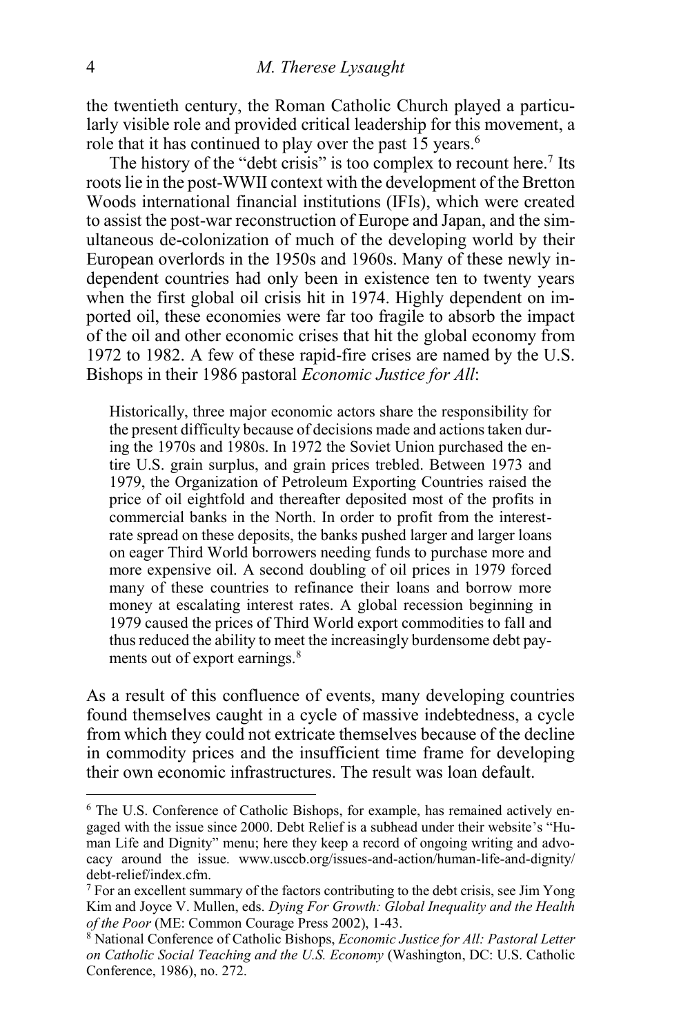the twentieth century, the Roman Catholic Church played a particularly visible role and provided critical leadership for this movement, a role that it has continued to play over the past 15 years.[6]

The history of the "debt crisis" is too complex to recount here.[7] Its roots lie in the post-WWII context with the development of the Bretton Woods international financial institutions (IFIs), which were created to assist the post-war reconstruction of Europe and Japan, and the simultaneous de-colonization of much of the developing world by their European overlords in the 1950s and 1960s. Many of these newly independent countries had only been in existence ten to twenty years when the first global oil crisis hit in 1974. Highly dependent on imported oil, these economies were far too fragile to absorb the impact of the oil and other economic crises that hit the global economy from 1972 to 1982. A few of these rapid-fire crises are named by the U.S. Bishops in their 1986 pastoral *Economic Justice for All*:

> Historically, three major economic actors share the responsibility for the present difficulty because of decisions made and actions taken during the 1970s and 1980s. In 1972 the Soviet Union purchased the entire U.S. grain surplus, and grain prices trebled. Between 1973 and 1979, the Organization of Petroleum Exporting Countries raised the price of oil eightfold and thereafter deposited most of the profits in commercial banks in the North. In order to profit from the interest-rate spread on these deposits, the banks pushed larger and larger loans on eager Third World borrowers needing funds to purchase more and more expensive oil. A second doubling of oil prices in 1979 forced many of these countries to refinance their loans and borrow more money at escalating interest rates. A global recession beginning in 1979 caused the prices of Third World export commodities to fall and thus reduced the ability to meet the increasingly burdensome debt payments out of export earnings.[8]

As a result of this confluence of events, many developing countries found themselves caught in a cycle of massive indebtedness, a cycle from which they could not extricate themselves because of the decline in commodity prices and the insufficient time frame for developing their own economic infrastructures. The result was loan default.

---

[6] The U.S. Conference of Catholic Bishops, for example, has remained actively engaged with the issue since 2000. Debt Relief is a subhead under their website's "Human Life and Dignity" menu; here they keep a record of ongoing writing and advocacy around the issue. www.usccb.org/issues-and-action/human-life-and-dignity/debt-relief/index.cfm.

[7] For an excellent summary of the factors contributing to the debt crisis, see Jim Yong Kim and Joyce V. Mullen, eds. *Dying For Growth: Global Inequality and the Health of the Poor* (ME: Common Courage Press 2002), 1-43.

[8] National Conference of Catholic Bishops, *Economic Justice for All: Pastoral Letter on Catholic Social Teaching and the U.S. Economy* (Washington, DC: U.S. Catholic Conference, 1986), no. 272.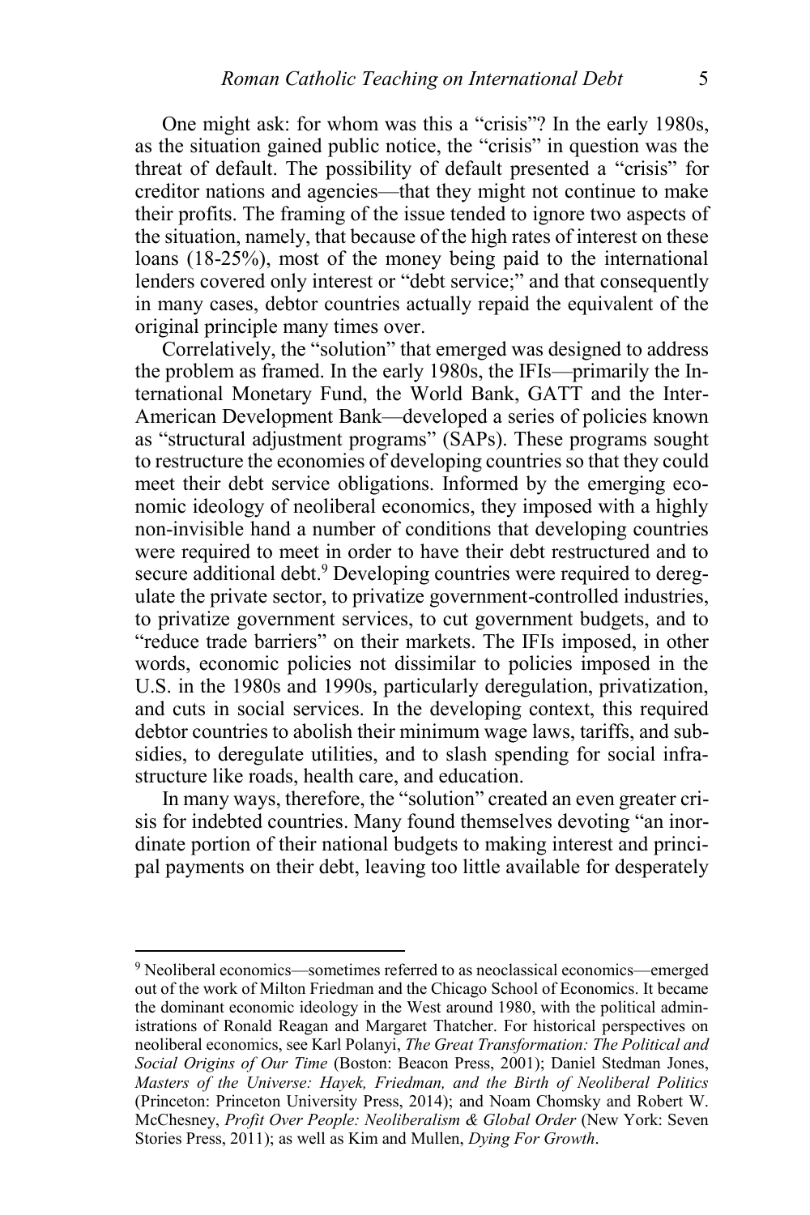One might ask: for whom was this a "crisis"? In the early 1980s, as the situation gained public notice, the "crisis" in question was the threat of default. The possibility of default presented a "crisis" for creditor nations and agencies—that they might not continue to make their profits. The framing of the issue tended to ignore two aspects of the situation, namely, that because of the high rates of interest on these loans (18-25%), most of the money being paid to the international lenders covered only interest or "debt service;" and that consequently in many cases, debtor countries actually repaid the equivalent of the original principle many times over.

Correlatively, the "solution" that emerged was designed to address the problem as framed. In the early 1980s, the IFIs—primarily the International Monetary Fund, the World Bank, GATT and the Inter-American Development Bank—developed a series of policies known as "structural adjustment programs" (SAPs). These programs sought to restructure the economies of developing countries so that they could meet their debt service obligations. Informed by the emerging economic ideology of neoliberal economics, they imposed with a highly non-invisible hand a number of conditions that developing countries were required to meet in order to have their debt restructured and to secure additional debt.[9] Developing countries were required to deregulate the private sector, to privatize government-controlled industries, to privatize government services, to cut government budgets, and to "reduce trade barriers" on their markets. The IFIs imposed, in other words, economic policies not dissimilar to policies imposed in the U.S. in the 1980s and 1990s, particularly deregulation, privatization, and cuts in social services. In the developing context, this required debtor countries to abolish their minimum wage laws, tariffs, and subsidies, to deregulate utilities, and to slash spending for social infrastructure like roads, health care, and education.

In many ways, therefore, the "solution" created an even greater crisis for indebted countries. Many found themselves devoting "an inordinate portion of their national budgets to making interest and principal payments on their debt, leaving too little available for desperately

---

[9] Neoliberal economics—sometimes referred to as neoclassical economics—emerged out of the work of Milton Friedman and the Chicago School of Economics. It became the dominant economic ideology in the West around 1980, with the political administrations of Ronald Reagan and Margaret Thatcher. For historical perspectives on neoliberal economics, see Karl Polanyi, *The Great Transformation: The Political and Social Origins of Our Time* (Boston: Beacon Press, 2001); Daniel Stedman Jones, *Masters of the Universe: Hayek, Friedman, and the Birth of Neoliberal Politics* (Princeton: Princeton University Press, 2014); and Noam Chomsky and Robert W. McChesney, *Profit Over People: Neoliberalism & Global Order* (New York: Seven Stories Press, 2011); as well as Kim and Mullen, *Dying For Growth*.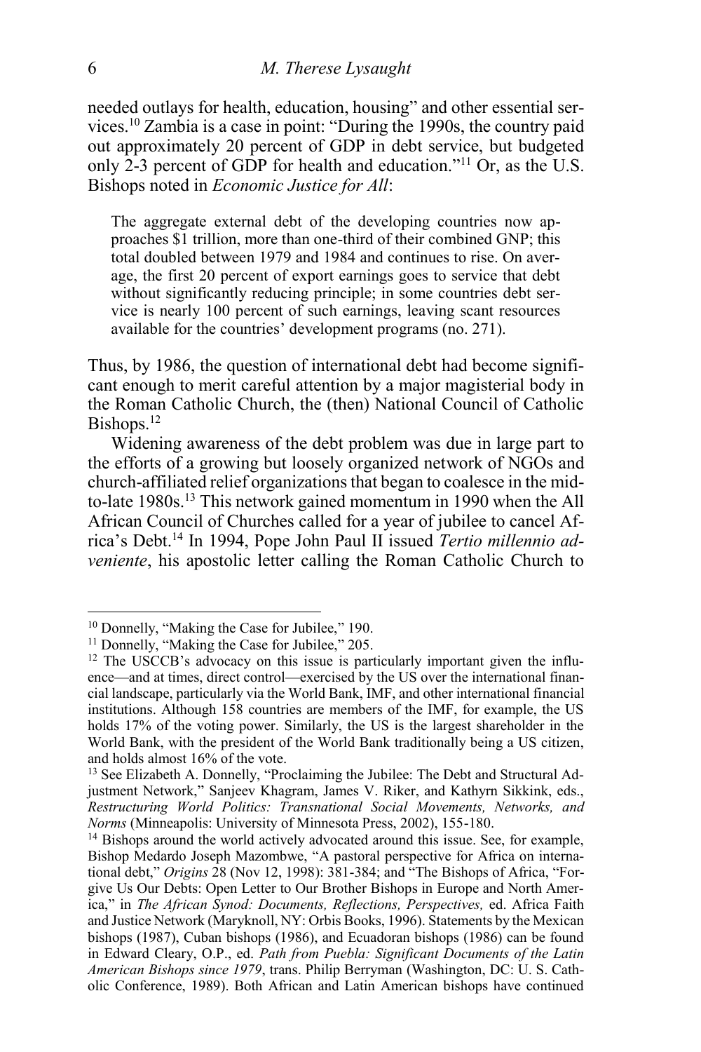needed outlays for health, education, housing" and other essential services.[10] Zambia is a case in point: "During the 1990s, the country paid out approximately 20 percent of GDP in debt service, but budgeted only 2-3 percent of GDP for health and education."[11] Or, as the U.S. Bishops noted in *Economic Justice for All*:

> The aggregate external debt of the developing countries now approaches $1 trillion, more than one-third of their combined GNP; this total doubled between 1979 and 1984 and continues to rise. On average, the first 20 percent of export earnings goes to service that debt without significantly reducing principle; in some countries debt service is nearly 100 percent of such earnings, leaving scant resources available for the countries' development programs (no. 271).

Thus, by 1986, the question of international debt had become significant enough to merit careful attention by a major magisterial body in the Roman Catholic Church, the (then) National Council of Catholic Bishops.[12]

Widening awareness of the debt problem was due in large part to the efforts of a growing but loosely organized network of NGOs and church-affiliated relief organizations that began to coalesce in the mid-to-late 1980s.[13] This network gained momentum in 1990 when the All African Council of Churches called for a year of jubilee to cancel Africa's Debt.[14] In 1994, Pope John Paul II issued *Tertio millennio adveniente*, his apostolic letter calling the Roman Catholic Church to

---

[10] Donnelly, "Making the Case for Jubilee," 190.

[11] Donnelly, "Making the Case for Jubilee," 205.

[12] The USCCB's advocacy on this issue is particularly important given the influence—and at times, direct control—exercised by the US over the international financial landscape, particularly via the World Bank, IMF, and other international financial institutions. Although 158 countries are members of the IMF, for example, the US holds 17% of the voting power. Similarly, the US is the largest shareholder in the World Bank, with the president of the World Bank traditionally being a US citizen, and holds almost 16% of the vote.

[13] See Elizabeth A. Donnelly, "Proclaiming the Jubilee: The Debt and Structural Adjustment Network," Sanjeev Khagram, James V. Riker, and Kathyrn Sikkink, eds., *Restructuring World Politics: Transnational Social Movements, Networks, and Norms* (Minneapolis: University of Minnesota Press, 2002), 155-180.

[14] Bishops around the world actively advocated around this issue. See, for example, Bishop Medardo Joseph Mazombwe, "A pastoral perspective for Africa on international debt," *Origins* 28 (Nov 12, 1998): 381-384; and "The Bishops of Africa, "Forgive Us Our Debts: Open Letter to Our Brother Bishops in Europe and North America," in *The African Synod: Documents, Reflections, Perspectives,* ed. Africa Faith and Justice Network (Maryknoll, NY: Orbis Books, 1996). Statements by the Mexican bishops (1987), Cuban bishops (1986), and Ecuadoran bishops (1986) can be found in Edward Cleary, O.P., ed. *Path from Puebla: Significant Documents of the Latin American Bishops since 1979*, trans. Philip Berryman (Washington, DC: U. S. Catholic Conference, 1989). Both African and Latin American bishops have continued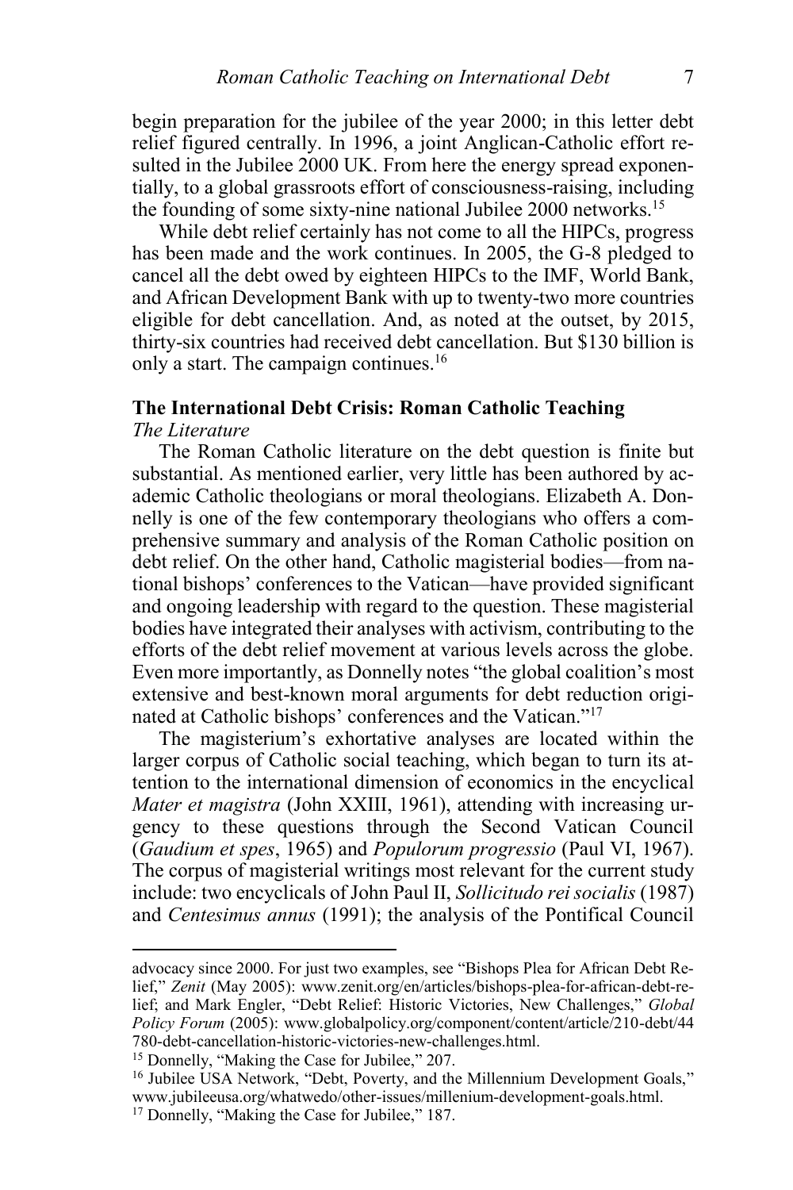begin preparation for the jubilee of the year 2000; in this letter debt relief figured centrally. In 1996, a joint Anglican-Catholic effort resulted in the Jubilee 2000 UK. From here the energy spread exponentially, to a global grassroots effort of consciousness-raising, including the founding of some sixty-nine national Jubilee 2000 networks.[15]

While debt relief certainly has not come to all the HIPCs, progress has been made and the work continues. In 2005, the G-8 pledged to cancel all the debt owed by eighteen HIPCs to the IMF, World Bank, and African Development Bank with up to twenty-two more countries eligible for debt cancellation. And, as noted at the outset, by 2015, thirty-six countries had received debt cancellation. But $130 billion is only a start. The campaign continues.[16]

### The International Debt Crisis: Roman Catholic Teaching

#### *The Literature*

The Roman Catholic literature on the debt question is finite but substantial. As mentioned earlier, very little has been authored by academic Catholic theologians or moral theologians. Elizabeth A. Donnelly is one of the few contemporary theologians who offers a comprehensive summary and analysis of the Roman Catholic position on debt relief. On the other hand, Catholic magisterial bodies—from national bishops' conferences to the Vatican—have provided significant and ongoing leadership with regard to the question. These magisterial bodies have integrated their analyses with activism, contributing to the efforts of the debt relief movement at various levels across the globe. Even more importantly, as Donnelly notes "the global coalition's most extensive and best-known moral arguments for debt reduction originated at Catholic bishops' conferences and the Vatican."[17]

The magisterium's exhortative analyses are located within the larger corpus of Catholic social teaching, which began to turn its attention to the international dimension of economics in the encyclical *Mater et magistra* (John XXIII, 1961), attending with increasing urgency to these questions through the Second Vatican Council (*Gaudium et spes*, 1965) and *Populorum progressio* (Paul VI, 1967). The corpus of magisterial writings most relevant for the current study include: two encyclicals of John Paul II, *Sollicitudo rei socialis* (1987) and *Centesimus annus* (1991); the analysis of the Pontifical Council

---

advocacy since 2000. For just two examples, see "Bishops Plea for African Debt Relief," *Zenit* (May 2005): www.zenit.org/en/articles/bishops-plea-for-african-debt-relief; and Mark Engler, "Debt Relief: Historic Victories, New Challenges," *Global Policy Forum* (2005): www.globalpolicy.org/component/content/article/210-debt/44780-debt-cancellation-historic-victories-new-challenges.html.

[15] Donnelly, "Making the Case for Jubilee," 207.

[16] Jubilee USA Network, "Debt, Poverty, and the Millennium Development Goals," www.jubileeusa.org/whatwedo/other-issues/millenium-development-goals.html.

[17] Donnelly, "Making the Case for Jubilee," 187.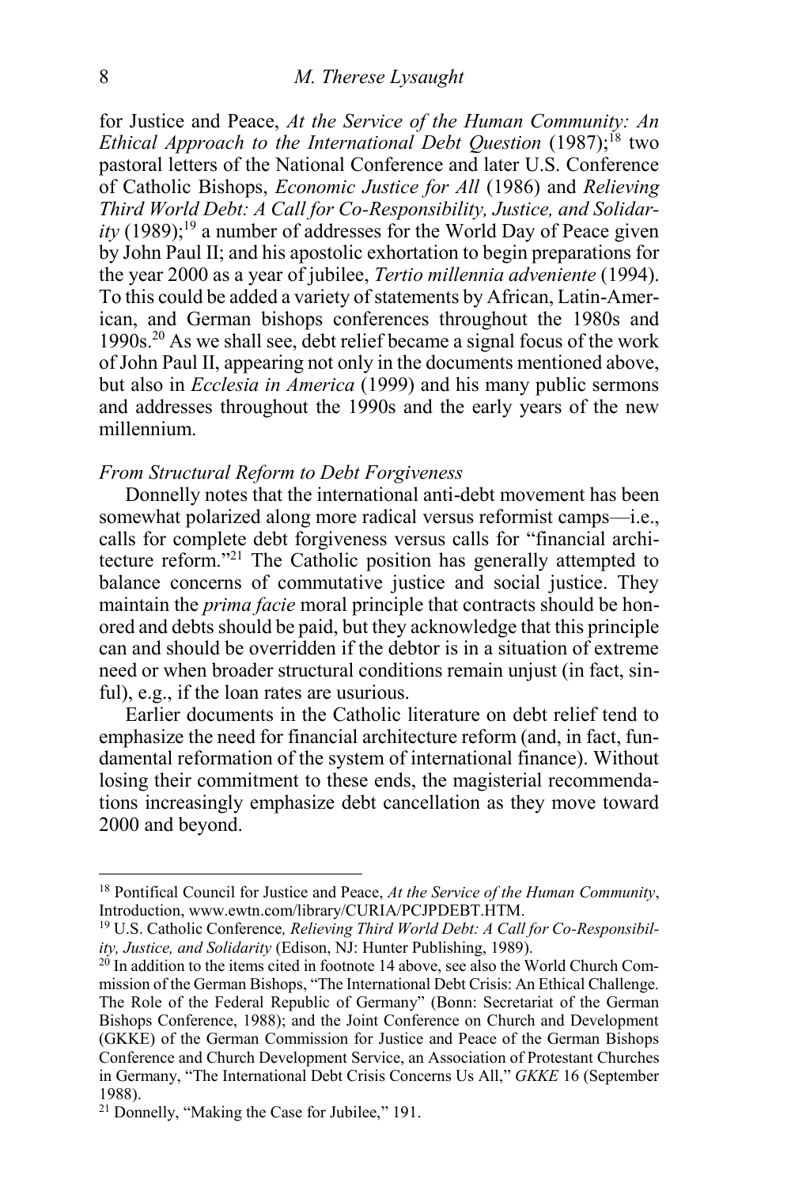for Justice and Peace, *At the Service of the Human Community: An Ethical Approach to the International Debt Question* (1987);[18] two pastoral letters of the National Conference and later U.S. Conference of Catholic Bishops, *Economic Justice for All* (1986) and *Relieving Third World Debt: A Call for Co-Responsibility, Justice, and Solidarity* (1989);[19] a number of addresses for the World Day of Peace given by John Paul II; and his apostolic exhortation to begin preparations for the year 2000 as a year of jubilee, *Tertio millennia adveniente* (1994). To this could be added a variety of statements by African, Latin-American, and German bishops conferences throughout the 1980s and 1990s.[20] As we shall see, debt relief became a signal focus of the work of John Paul II, appearing not only in the documents mentioned above, but also in *Ecclesia in America* (1999) and his many public sermons and addresses throughout the 1990s and the early years of the new millennium.

*From Structural Reform to Debt Forgiveness*

Donnelly notes that the international anti-debt movement has been somewhat polarized along more radical versus reformist camps—i.e., calls for complete debt forgiveness versus calls for "financial architecture reform."[21] The Catholic position has generally attempted to balance concerns of commutative justice and social justice. They maintain the *prima facie* moral principle that contracts should be honored and debts should be paid, but they acknowledge that this principle can and should be overridden if the debtor is in a situation of extreme need or when broader structural conditions remain unjust (in fact, sinful), e.g., if the loan rates are usurious.

Earlier documents in the Catholic literature on debt relief tend to emphasize the need for financial architecture reform (and, in fact, fundamental reformation of the system of international finance). Without losing their commitment to these ends, the magisterial recommendations increasingly emphasize debt cancellation as they move toward 2000 and beyond.

---

[18] Pontifical Council for Justice and Peace, *At the Service of the Human Community*, Introduction, www.ewtn.com/library/CURIA/PCJPDEBT.HTM.

[19] U.S. Catholic Conference*, Relieving Third World Debt: A Call for Co-Responsibility, Justice, and Solidarity* (Edison, NJ: Hunter Publishing, 1989).

[20] In addition to the items cited in footnote 14 above, see also the World Church Commission of the German Bishops, "The International Debt Crisis: An Ethical Challenge. The Role of the Federal Republic of Germany" (Bonn: Secretariat of the German Bishops Conference, 1988); and the Joint Conference on Church and Development (GKKE) of the German Commission for Justice and Peace of the German Bishops Conference and Church Development Service, an Association of Protestant Churches in Germany, "The International Debt Crisis Concerns Us All," *GKKE* 16 (September 1988).

[21] Donnelly, "Making the Case for Jubilee," 191.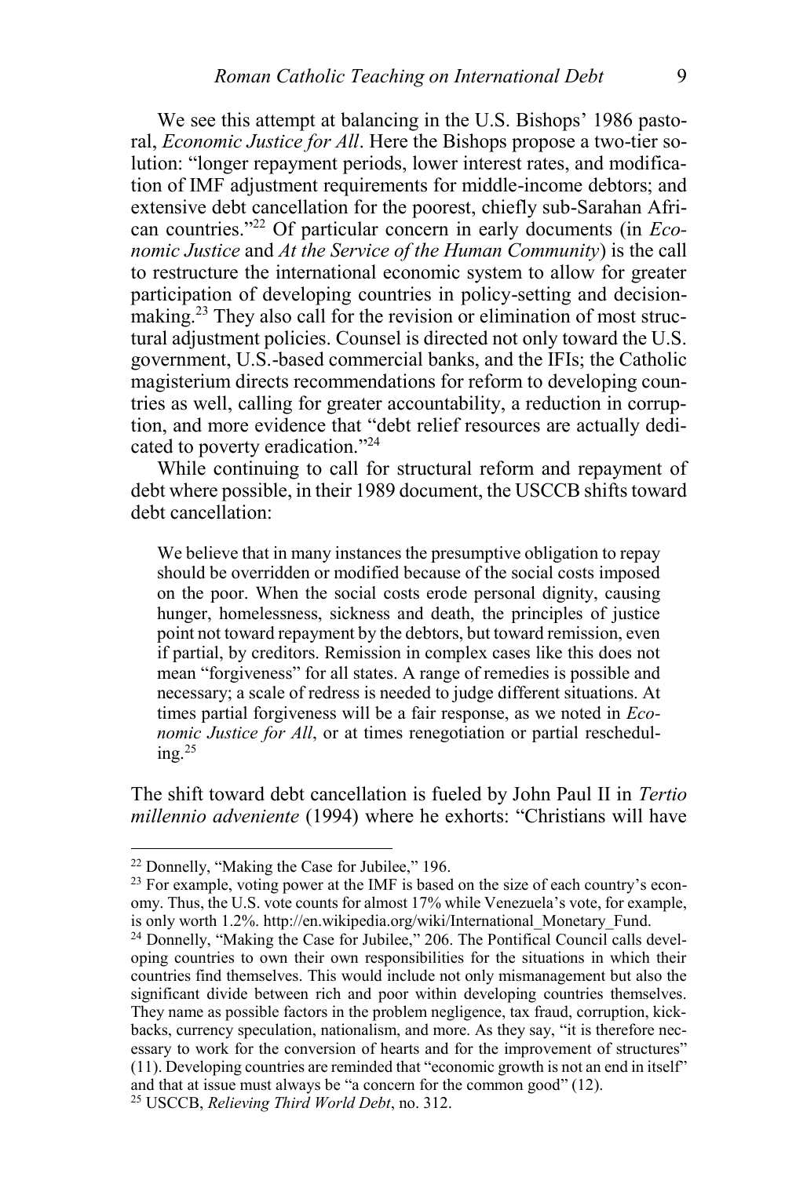We see this attempt at balancing in the U.S. Bishops' 1986 pastoral, *Economic Justice for All*. Here the Bishops propose a two-tier solution: "longer repayment periods, lower interest rates, and modification of IMF adjustment requirements for middle-income debtors; and extensive debt cancellation for the poorest, chiefly sub-Sarahan African countries."[22] Of particular concern in early documents (in *Economic Justice* and *At the Service of the Human Community*) is the call to restructure the international economic system to allow for greater participation of developing countries in policy-setting and decision-making.[23] They also call for the revision or elimination of most structural adjustment policies. Counsel is directed not only toward the U.S. government, U.S.-based commercial banks, and the IFIs; the Catholic magisterium directs recommendations for reform to developing countries as well, calling for greater accountability, a reduction in corruption, and more evidence that "debt relief resources are actually dedicated to poverty eradication."[24]

While continuing to call for structural reform and repayment of debt where possible, in their 1989 document, the USCCB shifts toward debt cancellation:

> We believe that in many instances the presumptive obligation to repay should be overridden or modified because of the social costs imposed on the poor. When the social costs erode personal dignity, causing hunger, homelessness, sickness and death, the principles of justice point not toward repayment by the debtors, but toward remission, even if partial, by creditors. Remission in complex cases like this does not mean "forgiveness" for all states. A range of remedies is possible and necessary; a scale of redress is needed to judge different situations. At times partial forgiveness will be a fair response, as we noted in *Economic Justice for All*, or at times renegotiation or partial rescheduling.[25]

The shift toward debt cancellation is fueled by John Paul II in *Tertio millennio adveniente* (1994) where he exhorts: "Christians will have

---

[22] Donnelly, "Making the Case for Jubilee," 196.

[23] For example, voting power at the IMF is based on the size of each country's economy. Thus, the U.S. vote counts for almost 17% while Venezuela's vote, for example, is only worth 1.2%. http://en.wikipedia.org/wiki/International_Monetary_Fund.

[24] Donnelly, "Making the Case for Jubilee," 206. The Pontifical Council calls developing countries to own their own responsibilities for the situations in which their countries find themselves. This would include not only mismanagement but also the significant divide between rich and poor within developing countries themselves. They name as possible factors in the problem negligence, tax fraud, corruption, kickbacks, currency speculation, nationalism, and more. As they say, "it is therefore necessary to work for the conversion of hearts and for the improvement of structures" (11). Developing countries are reminded that "economic growth is not an end in itself" and that at issue must always be "a concern for the common good" (12).

[25] USCCB, *Relieving Third World Debt*, no. 312.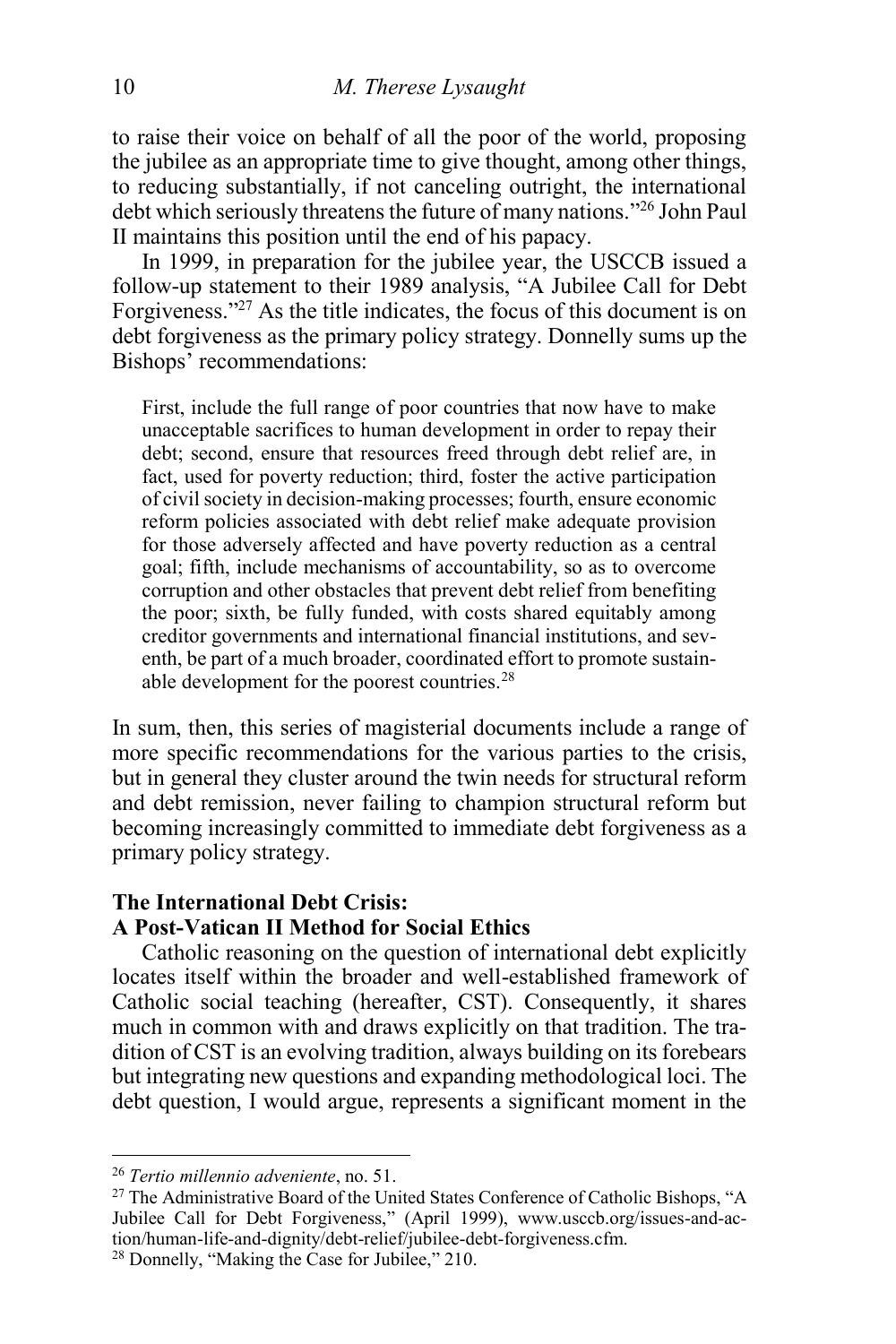to raise their voice on behalf of all the poor of the world, proposing the jubilee as an appropriate time to give thought, among other things, to reducing substantially, if not canceling outright, the international debt which seriously threatens the future of many nations."[26] John Paul II maintains this position until the end of his papacy.

In 1999, in preparation for the jubilee year, the USCCB issued a follow-up statement to their 1989 analysis, "A Jubilee Call for Debt Forgiveness."[27] As the title indicates, the focus of this document is on debt forgiveness as the primary policy strategy. Donnelly sums up the Bishops' recommendations:

> First, include the full range of poor countries that now have to make unacceptable sacrifices to human development in order to repay their debt; second, ensure that resources freed through debt relief are, in fact, used for poverty reduction; third, foster the active participation of civil society in decision-making processes; fourth, ensure economic reform policies associated with debt relief make adequate provision for those adversely affected and have poverty reduction as a central goal; fifth, include mechanisms of accountability, so as to overcome corruption and other obstacles that prevent debt relief from benefiting the poor; sixth, be fully funded, with costs shared equitably among creditor governments and international financial institutions, and seventh, be part of a much broader, coordinated effort to promote sustainable development for the poorest countries.[28]

In sum, then, this series of magisterial documents include a range of more specific recommendations for the various parties to the crisis, but in general they cluster around the twin needs for structural reform and debt remission, never failing to champion structural reform but becoming increasingly committed to immediate debt forgiveness as a primary policy strategy.

## The International Debt Crisis: A Post-Vatican II Method for Social Ethics

Catholic reasoning on the question of international debt explicitly locates itself within the broader and well-established framework of Catholic social teaching (hereafter, CST). Consequently, it shares much in common with and draws explicitly on that tradition. The tradition of CST is an evolving tradition, always building on its forebears but integrating new questions and expanding methodological loci. The debt question, I would argue, represents a significant moment in the

---

[26] *Tertio millennio adveniente*, no. 51.

[27] The Administrative Board of the United States Conference of Catholic Bishops, "A Jubilee Call for Debt Forgiveness," (April 1999), www.usccb.org/issues-and-action/human-life-and-dignity/debt-relief/jubilee-debt-forgiveness.cfm.

[28] Donnelly, "Making the Case for Jubilee," 210.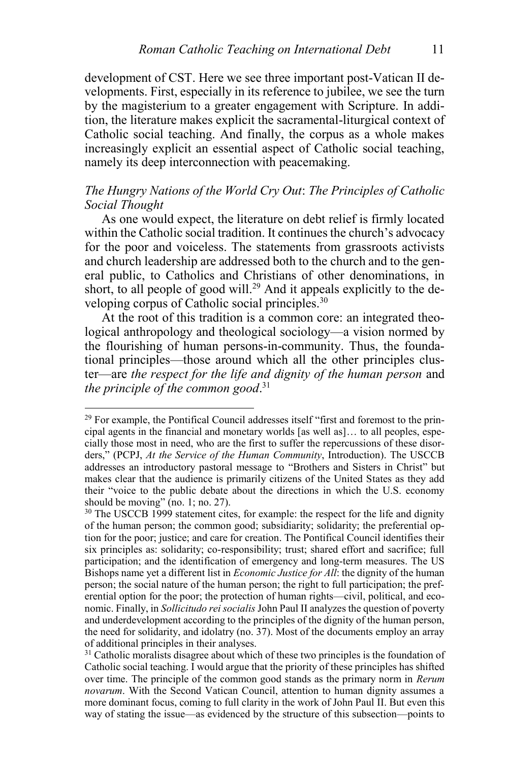development of CST. Here we see three important post-Vatican II developments. First, especially in its reference to jubilee, we see the turn by the magisterium to a greater engagement with Scripture. In addition, the literature makes explicit the sacramental-liturgical context of Catholic social teaching. And finally, the corpus as a whole makes increasingly explicit an essential aspect of Catholic social teaching, namely its deep interconnection with peacemaking.

### *The Hungry Nations of the World Cry Out*: *The Principles of Catholic Social Thought*

As one would expect, the literature on debt relief is firmly located within the Catholic social tradition. It continues the church's advocacy for the poor and voiceless. The statements from grassroots activists and church leadership are addressed both to the church and to the general public, to Catholics and Christians of other denominations, in short, to all people of good will.[29] And it appeals explicitly to the developing corpus of Catholic social principles.[30]

At the root of this tradition is a common core: an integrated theological anthropology and theological sociology—a vision normed by the flourishing of human persons-in-community. Thus, the foundational principles—those around which all the other principles cluster—are *the respect for the life and dignity of the human person* and *the principle of the common good*.[31]

---

[29] For example, the Pontifical Council addresses itself "first and foremost to the principal agents in the financial and monetary worlds [as well as]… to all peoples, especially those most in need, who are the first to suffer the repercussions of these disorders," (PCPJ, *At the Service of the Human Community*, Introduction). The USCCB addresses an introductory pastoral message to "Brothers and Sisters in Christ" but makes clear that the audience is primarily citizens of the United States as they add their "voice to the public debate about the directions in which the U.S. economy should be moving" (no. 1; no. 27).

[30] The USCCB 1999 statement cites, for example: the respect for the life and dignity of the human person; the common good; subsidiarity; solidarity; the preferential option for the poor; justice; and care for creation. The Pontifical Council identifies their six principles as: solidarity; co-responsibility; trust; shared effort and sacrifice; full participation; and the identification of emergency and long-term measures. The US Bishops name yet a different list in *Economic Justice for All*: the dignity of the human person; the social nature of the human person; the right to full participation; the preferential option for the poor; the protection of human rights—civil, political, and economic. Finally, in *Sollicitudo rei socialis* John Paul II analyzes the question of poverty and underdevelopment according to the principles of the dignity of the human person, the need for solidarity, and idolatry (no. 37). Most of the documents employ an array of additional principles in their analyses.

[31] Catholic moralists disagree about which of these two principles is the foundation of Catholic social teaching. I would argue that the priority of these principles has shifted over time. The principle of the common good stands as the primary norm in *Rerum novarum*. With the Second Vatican Council, attention to human dignity assumes a more dominant focus, coming to full clarity in the work of John Paul II. But even this way of stating the issue—as evidenced by the structure of this subsection—points to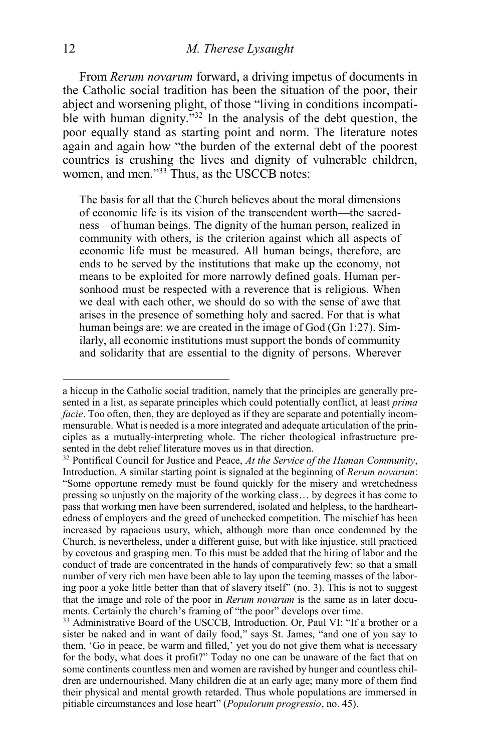From *Rerum novarum* forward, a driving impetus of documents in the Catholic social tradition has been the situation of the poor, their abject and worsening plight, of those "living in conditions incompatible with human dignity."[32] In the analysis of the debt question, the poor equally stand as starting point and norm. The literature notes again and again how "the burden of the external debt of the poorest countries is crushing the lives and dignity of vulnerable children, women, and men."[33] Thus, as the USCCB notes:

> The basis for all that the Church believes about the moral dimensions of economic life is its vision of the transcendent worth—the sacredness—of human beings. The dignity of the human person, realized in community with others, is the criterion against which all aspects of economic life must be measured. All human beings, therefore, are ends to be served by the institutions that make up the economy, not means to be exploited for more narrowly defined goals. Human personhood must be respected with a reverence that is religious. When we deal with each other, we should do so with the sense of awe that arises in the presence of something holy and sacred. For that is what human beings are: we are created in the image of God (Gn 1:27). Similarly, all economic institutions must support the bonds of community and solidarity that are essential to the dignity of persons. Wherever

---

a hiccup in the Catholic social tradition, namely that the principles are generally presented in a list, as separate principles which could potentially conflict, at least *prima facie*. Too often, then, they are deployed as if they are separate and potentially incommensurable. What is needed is a more integrated and adequate articulation of the principles as a mutually-interpreting whole. The richer theological infrastructure presented in the debt relief literature moves us in that direction.

[32] Pontifical Council for Justice and Peace, *At the Service of the Human Community*, Introduction. A similar starting point is signaled at the beginning of *Rerum novarum*: "Some opportune remedy must be found quickly for the misery and wretchedness pressing so unjustly on the majority of the working class… by degrees it has come to pass that working men have been surrendered, isolated and helpless, to the hardheartedness of employers and the greed of unchecked competition. The mischief has been increased by rapacious usury, which, although more than once condemned by the Church, is nevertheless, under a different guise, but with like injustice, still practiced by covetous and grasping men. To this must be added that the hiring of labor and the conduct of trade are concentrated in the hands of comparatively few; so that a small number of very rich men have been able to lay upon the teeming masses of the laboring poor a yoke little better than that of slavery itself" (no. 3). This is not to suggest that the image and role of the poor in *Rerum novarum* is the same as in later documents. Certainly the church's framing of "the poor" develops over time.

[33] Administrative Board of the USCCB, Introduction. Or, Paul VI: "If a brother or a sister be naked and in want of daily food," says St. James, "and one of you say to them, 'Go in peace, be warm and filled,' yet you do not give them what is necessary for the body, what does it profit?" Today no one can be unaware of the fact that on some continents countless men and women are ravished by hunger and countless children are undernourished. Many children die at an early age; many more of them find their physical and mental growth retarded. Thus whole populations are immersed in pitiable circumstances and lose heart" (*Populorum progressio*, no. 45).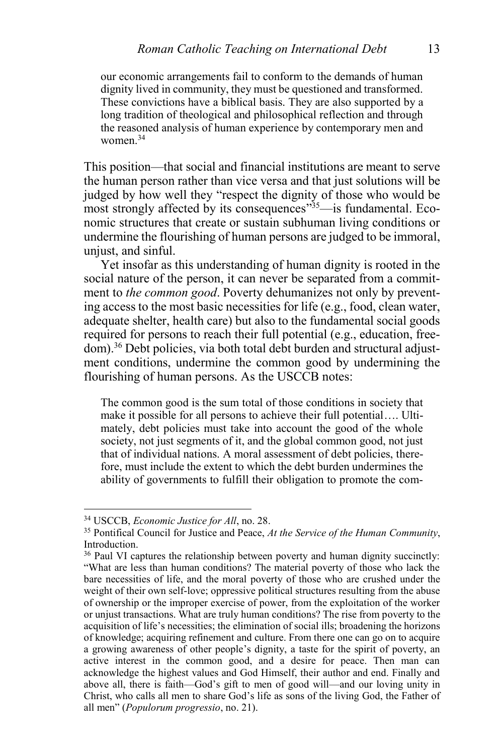our economic arrangements fail to conform to the demands of human dignity lived in community, they must be questioned and transformed. These convictions have a biblical basis. They are also supported by a long tradition of theological and philosophical reflection and through the reasoned analysis of human experience by contemporary men and women.[34]

This position—that social and financial institutions are meant to serve the human person rather than vice versa and that just solutions will be judged by how well they "respect the dignity of those who would be most strongly affected by its consequences"[35]—is fundamental. Economic structures that create or sustain subhuman living conditions or undermine the flourishing of human persons are judged to be immoral, unjust, and sinful.

Yet insofar as this understanding of human dignity is rooted in the social nature of the person, it can never be separated from a commitment to *the common good*. Poverty dehumanizes not only by preventing access to the most basic necessities for life (e.g., food, clean water, adequate shelter, health care) but also to the fundamental social goods required for persons to reach their full potential (e.g., education, freedom).[36] Debt policies, via both total debt burden and structural adjustment conditions, undermine the common good by undermining the flourishing of human persons. As the USCCB notes:

> The common good is the sum total of those conditions in society that make it possible for all persons to achieve their full potential…. Ultimately, debt policies must take into account the good of the whole society, not just segments of it, and the global common good, not just that of individual nations. A moral assessment of debt policies, therefore, must include the extent to which the debt burden undermines the ability of governments to fulfill their obligation to promote the com-

---

[34] USCCB, *Economic Justice for All*, no. 28.

[35] Pontifical Council for Justice and Peace, *At the Service of the Human Community*, Introduction.

[36] Paul VI captures the relationship between poverty and human dignity succinctly: "What are less than human conditions? The material poverty of those who lack the bare necessities of life, and the moral poverty of those who are crushed under the weight of their own self-love; oppressive political structures resulting from the abuse of ownership or the improper exercise of power, from the exploitation of the worker or unjust transactions. What are truly human conditions? The rise from poverty to the acquisition of life's necessities; the elimination of social ills; broadening the horizons of knowledge; acquiring refinement and culture. From there one can go on to acquire a growing awareness of other people's dignity, a taste for the spirit of poverty, an active interest in the common good, and a desire for peace. Then man can acknowledge the highest values and God Himself, their author and end. Finally and above all, there is faith—God's gift to men of good will—and our loving unity in Christ, who calls all men to share God's life as sons of the living God, the Father of all men" (*Populorum progressio*, no. 21).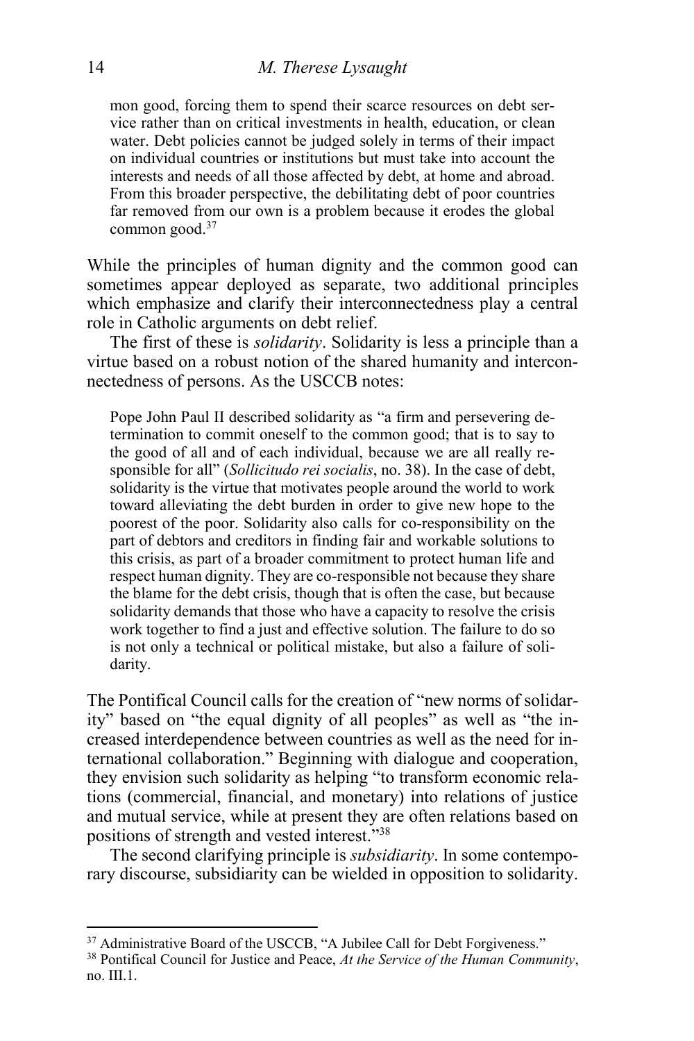mon good, forcing them to spend their scarce resources on debt service rather than on critical investments in health, education, or clean water. Debt policies cannot be judged solely in terms of their impact on individual countries or institutions but must take into account the interests and needs of all those affected by debt, at home and abroad. From this broader perspective, the debilitating debt of poor countries far removed from our own is a problem because it erodes the global common good.[37]

While the principles of human dignity and the common good can sometimes appear deployed as separate, two additional principles which emphasize and clarify their interconnectedness play a central role in Catholic arguments on debt relief.

The first of these is *solidarity*. Solidarity is less a principle than a virtue based on a robust notion of the shared humanity and interconnectedness of persons. As the USCCB notes:

> Pope John Paul II described solidarity as "a firm and persevering determination to commit oneself to the common good; that is to say to the good of all and of each individual, because we are all really responsible for all" (*Sollicitudo rei socialis*, no. 38). In the case of debt, solidarity is the virtue that motivates people around the world to work toward alleviating the debt burden in order to give new hope to the poorest of the poor. Solidarity also calls for co-responsibility on the part of debtors and creditors in finding fair and workable solutions to this crisis, as part of a broader commitment to protect human life and respect human dignity. They are co-responsible not because they share the blame for the debt crisis, though that is often the case, but because solidarity demands that those who have a capacity to resolve the crisis work together to find a just and effective solution. The failure to do so is not only a technical or political mistake, but also a failure of solidarity.

The Pontifical Council calls for the creation of "new norms of solidarity" based on "the equal dignity of all peoples" as well as "the increased interdependence between countries as well as the need for international collaboration." Beginning with dialogue and cooperation, they envision such solidarity as helping "to transform economic relations (commercial, financial, and monetary) into relations of justice and mutual service, while at present they are often relations based on positions of strength and vested interest."[38]

The second clarifying principle is *subsidiarity*. In some contemporary discourse, subsidiarity can be wielded in opposition to solidarity.

---

[37] Administrative Board of the USCCB, "A Jubilee Call for Debt Forgiveness."

[38] Pontifical Council for Justice and Peace, *At the Service of the Human Community*, no. III.1.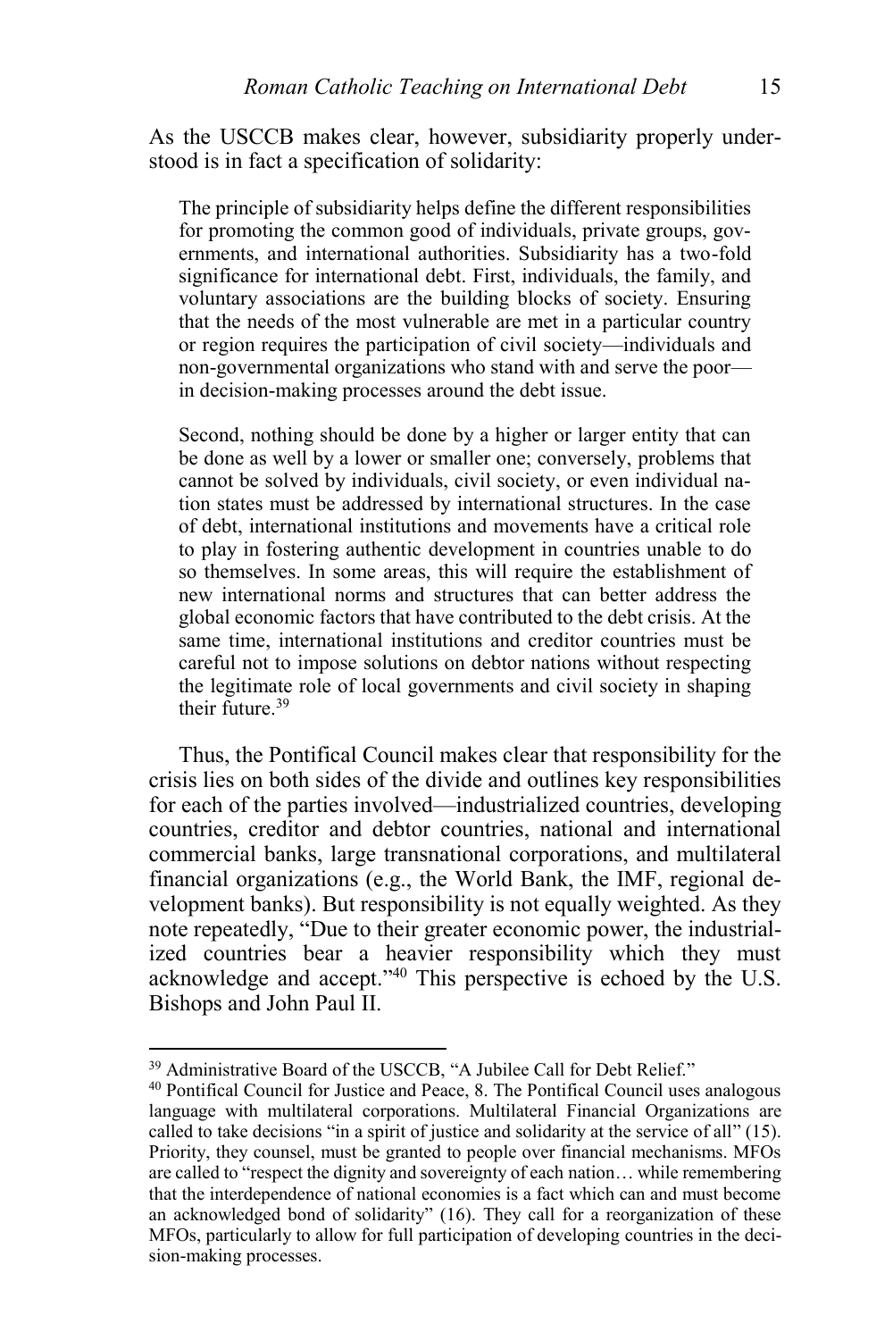As the USCCB makes clear, however, subsidiarity properly understood is in fact a specification of solidarity:

> The principle of subsidiarity helps define the different responsibilities for promoting the common good of individuals, private groups, governments, and international authorities. Subsidiarity has a two-fold significance for international debt. First, individuals, the family, and voluntary associations are the building blocks of society. Ensuring that the needs of the most vulnerable are met in a particular country or region requires the participation of civil society—individuals and non-governmental organizations who stand with and serve the poor—in decision-making processes around the debt issue.
>
> Second, nothing should be done by a higher or larger entity that can be done as well by a lower or smaller one; conversely, problems that cannot be solved by individuals, civil society, or even individual nation states must be addressed by international structures. In the case of debt, international institutions and movements have a critical role to play in fostering authentic development in countries unable to do so themselves. In some areas, this will require the establishment of new international norms and structures that can better address the global economic factors that have contributed to the debt crisis. At the same time, international institutions and creditor countries must be careful not to impose solutions on debtor nations without respecting the legitimate role of local governments and civil society in shaping their future.[39]

Thus, the Pontifical Council makes clear that responsibility for the crisis lies on both sides of the divide and outlines key responsibilities for each of the parties involved—industrialized countries, developing countries, creditor and debtor countries, national and international commercial banks, large transnational corporations, and multilateral financial organizations (e.g., the World Bank, the IMF, regional development banks). But responsibility is not equally weighted. As they note repeatedly, "Due to their greater economic power, the industrialized countries bear a heavier responsibility which they must acknowledge and accept."[40] This perspective is echoed by the U.S. Bishops and John Paul II.

---

[39] Administrative Board of the USCCB, "A Jubilee Call for Debt Relief."

[40] Pontifical Council for Justice and Peace, 8. The Pontifical Council uses analogous language with multilateral corporations. Multilateral Financial Organizations are called to take decisions "in a spirit of justice and solidarity at the service of all" (15). Priority, they counsel, must be granted to people over financial mechanisms. MFOs are called to "respect the dignity and sovereignty of each nation… while remembering that the interdependence of national economies is a fact which can and must become an acknowledged bond of solidarity" (16). They call for a reorganization of these MFOs, particularly to allow for full participation of developing countries in the decision-making processes.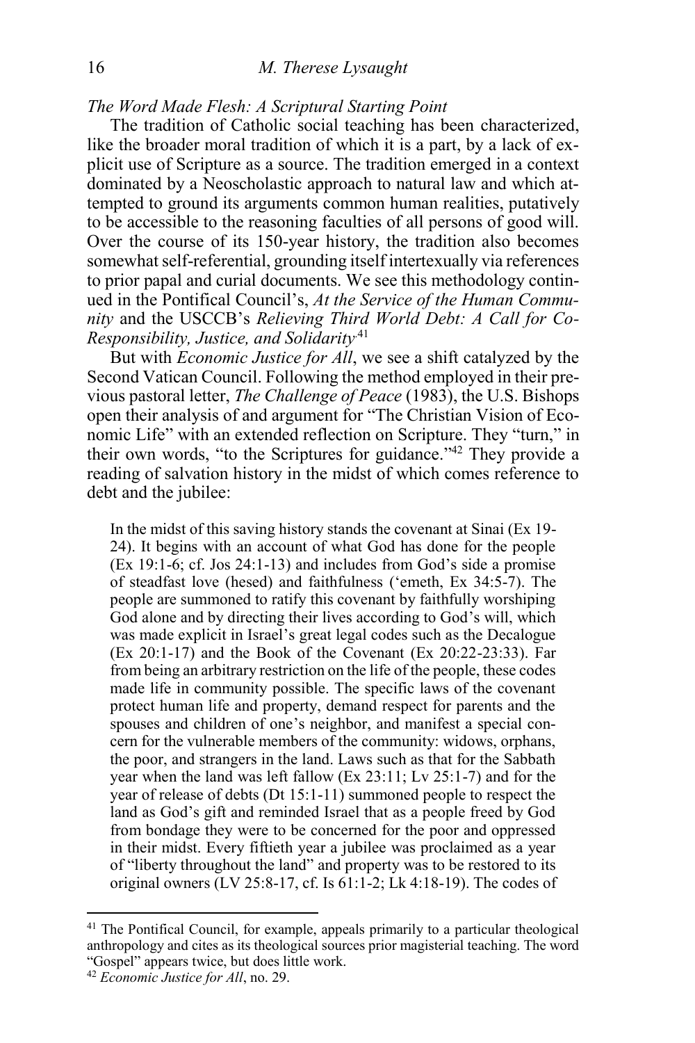*The Word Made Flesh: A Scriptural Starting Point*

The tradition of Catholic social teaching has been characterized, like the broader moral tradition of which it is a part, by a lack of explicit use of Scripture as a source. The tradition emerged in a context dominated by a Neoscholastic approach to natural law and which attempted to ground its arguments common human realities, putatively to be accessible to the reasoning faculties of all persons of good will. Over the course of its 150-year history, the tradition also becomes somewhat self-referential, grounding itself intertextually via references to prior papal and curial documents. We see this methodology continued in the Pontifical Council's, *At the Service of the Human Community* and the USCCB's *Relieving Third World Debt: A Call for Co-Responsibility, Justice, and Solidarity*.[41]

But with *Economic Justice for All*, we see a shift catalyzed by the Second Vatican Council. Following the method employed in their previous pastoral letter, *The Challenge of Peace* (1983), the U.S. Bishops open their analysis of and argument for "The Christian Vision of Economic Life" with an extended reflection on Scripture. They "turn," in their own words, "to the Scriptures for guidance."[42] They provide a reading of salvation history in the midst of which comes reference to debt and the jubilee:

> In the midst of this saving history stands the covenant at Sinai (Ex 19-24). It begins with an account of what God has done for the people (Ex 19:1-6; cf. Jos 24:1-13) and includes from God's side a promise of steadfast love (hesed) and faithfulness ('emeth, Ex 34:5-7). The people are summoned to ratify this covenant by faithfully worshiping God alone and by directing their lives according to God's will, which was made explicit in Israel's great legal codes such as the Decalogue (Ex 20:1-17) and the Book of the Covenant (Ex 20:22-23:33). Far from being an arbitrary restriction on the life of the people, these codes made life in community possible. The specific laws of the covenant protect human life and property, demand respect for parents and the spouses and children of one's neighbor, and manifest a special concern for the vulnerable members of the community: widows, orphans, the poor, and strangers in the land. Laws such as that for the Sabbath year when the land was left fallow (Ex 23:11; Lv 25:1-7) and for the year of release of debts (Dt 15:1-11) summoned people to respect the land as God's gift and reminded Israel that as a people freed by God from bondage they were to be concerned for the poor and oppressed in their midst. Every fiftieth year a jubilee was proclaimed as a year of "liberty throughout the land" and property was to be restored to its original owners (LV 25:8-17, cf. Is 61:1-2; Lk 4:18-19). The codes of

---

[41] The Pontifical Council, for example, appeals primarily to a particular theological anthropology and cites as its theological sources prior magisterial teaching. The word "Gospel" appears twice, but does little work.

[42] *Economic Justice for All*, no. 29.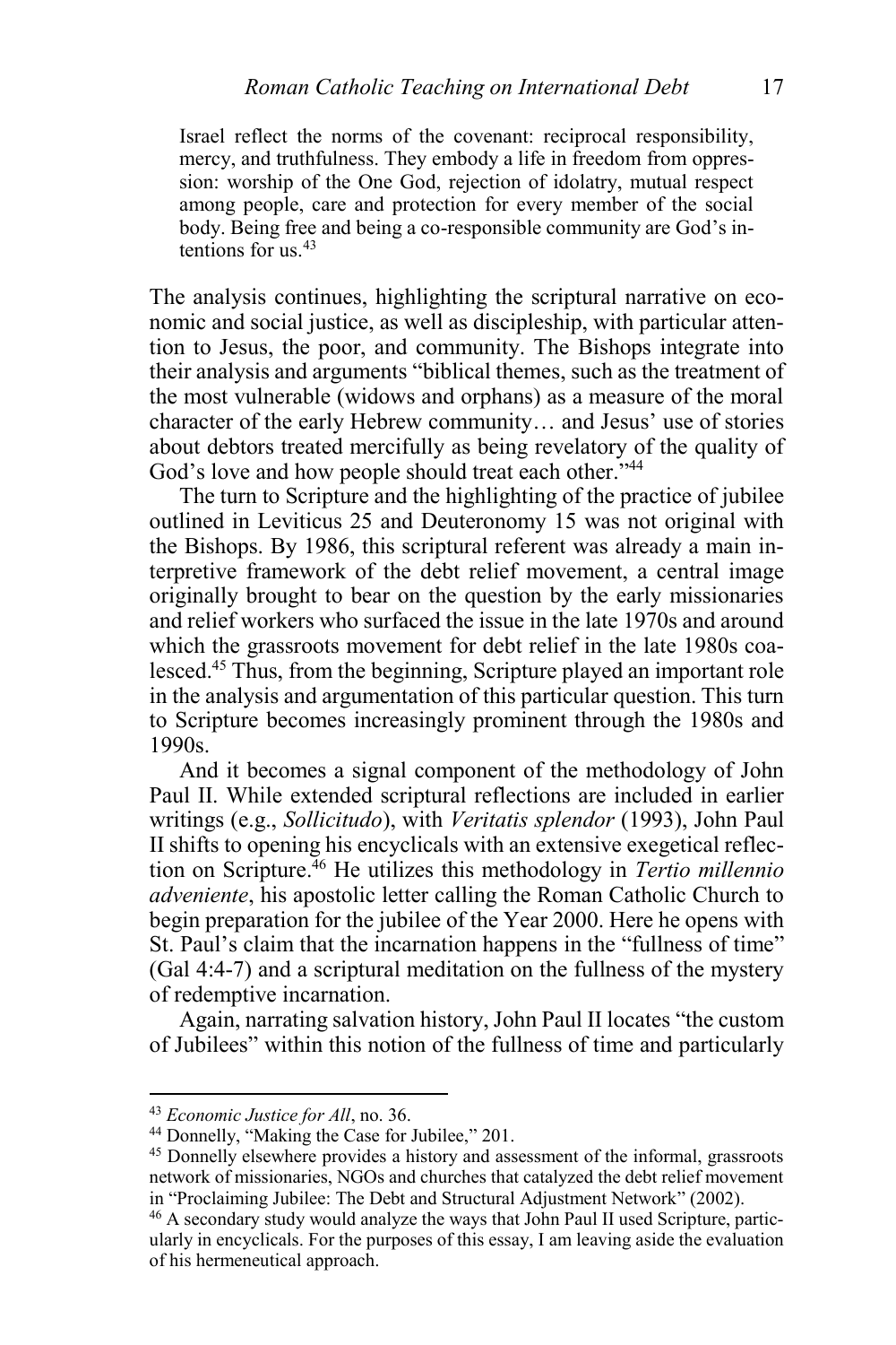> Israel reflect the norms of the covenant: reciprocal responsibility, mercy, and truthfulness. They embody a life in freedom from oppression: worship of the One God, rejection of idolatry, mutual respect among people, care and protection for every member of the social body. Being free and being a co-responsible community are God's intentions for us.[43]

The analysis continues, highlighting the scriptural narrative on economic and social justice, as well as discipleship, with particular attention to Jesus, the poor, and community. The Bishops integrate into their analysis and arguments "biblical themes, such as the treatment of the most vulnerable (widows and orphans) as a measure of the moral character of the early Hebrew community… and Jesus' use of stories about debtors treated mercifully as being revelatory of the quality of God's love and how people should treat each other."[44]

The turn to Scripture and the highlighting of the practice of jubilee outlined in Leviticus 25 and Deuteronomy 15 was not original with the Bishops. By 1986, this scriptural referent was already a main interpretive framework of the debt relief movement, a central image originally brought to bear on the question by the early missionaries and relief workers who surfaced the issue in the late 1970s and around which the grassroots movement for debt relief in the late 1980s coalesced.[45] Thus, from the beginning, Scripture played an important role in the analysis and argumentation of this particular question. This turn to Scripture becomes increasingly prominent through the 1980s and 1990s.

And it becomes a signal component of the methodology of John Paul II. While extended scriptural reflections are included in earlier writings (e.g., *Sollicitudo*), with *Veritatis splendor* (1993), John Paul II shifts to opening his encyclicals with an extensive exegetical reflection on Scripture.[46] He utilizes this methodology in *Tertio millennio adveniente*, his apostolic letter calling the Roman Catholic Church to begin preparation for the jubilee of the Year 2000. Here he opens with St. Paul's claim that the incarnation happens in the "fullness of time" (Gal 4:4-7) and a scriptural meditation on the fullness of the mystery of redemptive incarnation.

Again, narrating salvation history, John Paul II locates "the custom of Jubilees" within this notion of the fullness of time and particularly

---

[43] *Economic Justice for All*, no. 36.

[44] Donnelly, "Making the Case for Jubilee," 201.

[45] Donnelly elsewhere provides a history and assessment of the informal, grassroots network of missionaries, NGOs and churches that catalyzed the debt relief movement in "Proclaiming Jubilee: The Debt and Structural Adjustment Network" (2002).

[46] A secondary study would analyze the ways that John Paul II used Scripture, particularly in encyclicals. For the purposes of this essay, I am leaving aside the evaluation of his hermeneutical approach.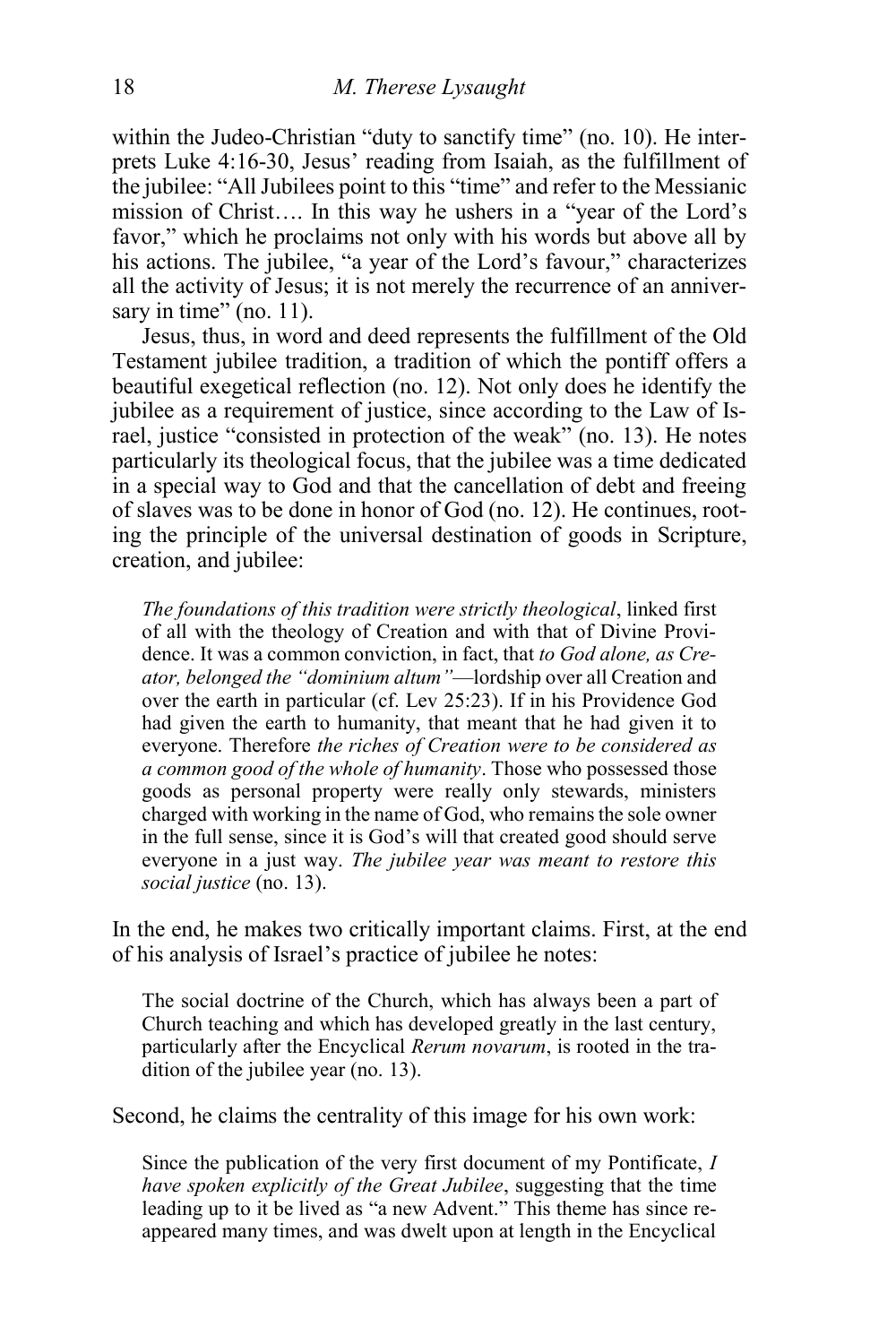within the Judeo-Christian "duty to sanctify time" (no. 10). He interprets Luke 4:16-30, Jesus' reading from Isaiah, as the fulfillment of the jubilee: "All Jubilees point to this "time" and refer to the Messianic mission of Christ…. In this way he ushers in a "year of the Lord's favor," which he proclaims not only with his words but above all by his actions. The jubilee, "a year of the Lord's favour," characterizes all the activity of Jesus; it is not merely the recurrence of an anniversary in time" (no. 11).

Jesus, thus, in word and deed represents the fulfillment of the Old Testament jubilee tradition, a tradition of which the pontiff offers a beautiful exegetical reflection (no. 12). Not only does he identify the jubilee as a requirement of justice, since according to the Law of Israel, justice "consisted in protection of the weak" (no. 13). He notes particularly its theological focus, that the jubilee was a time dedicated in a special way to God and that the cancellation of debt and freeing of slaves was to be done in honor of God (no. 12). He continues, rooting the principle of the universal destination of goods in Scripture, creation, and jubilee:

> *The foundations of this tradition were strictly theological*, linked first of all with the theology of Creation and with that of Divine Providence. It was a common conviction, in fact, that *to God alone, as Creator, belonged the "dominium altum"*—lordship over all Creation and over the earth in particular (cf. Lev 25:23). If in his Providence God had given the earth to humanity, that meant that he had given it to everyone. Therefore *the riches of Creation were to be considered as a common good of the whole of humanity*. Those who possessed those goods as personal property were really only stewards, ministers charged with working in the name of God, who remains the sole owner in the full sense, since it is God's will that created good should serve everyone in a just way. *The jubilee year was meant to restore this social justice* (no. 13).

In the end, he makes two critically important claims. First, at the end of his analysis of Israel's practice of jubilee he notes:

> The social doctrine of the Church, which has always been a part of Church teaching and which has developed greatly in the last century, particularly after the Encyclical *Rerum novarum*, is rooted in the tradition of the jubilee year (no. 13).

Second, he claims the centrality of this image for his own work:

> Since the publication of the very first document of my Pontificate, *I have spoken explicitly of the Great Jubilee*, suggesting that the time leading up to it be lived as "a new Advent." This theme has since reappeared many times, and was dwelt upon at length in the Encyclical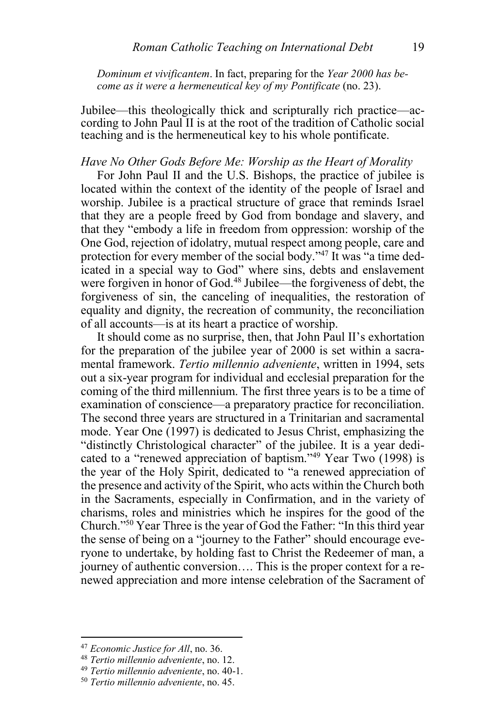*Dominum et vivificantem*. In fact, preparing for the *Year 2000 has become as it were a hermeneutical key of my Pontificate* (no. 23).

Jubilee—this theologically thick and scripturally rich practice—according to John Paul II is at the root of the tradition of Catholic social teaching and is the hermeneutical key to his whole pontificate.

### *Have No Other Gods Before Me: Worship as the Heart of Morality*

For John Paul II and the U.S. Bishops, the practice of jubilee is located within the context of the identity of the people of Israel and worship. Jubilee is a practical structure of grace that reminds Israel that they are a people freed by God from bondage and slavery, and that they "embody a life in freedom from oppression: worship of the One God, rejection of idolatry, mutual respect among people, care and protection for every member of the social body."[47] It was "a time dedicated in a special way to God" where sins, debts and enslavement were forgiven in honor of God.[48] Jubilee—the forgiveness of debt, the forgiveness of sin, the canceling of inequalities, the restoration of equality and dignity, the recreation of community, the reconciliation of all accounts—is at its heart a practice of worship.

It should come as no surprise, then, that John Paul II's exhortation for the preparation of the jubilee year of 2000 is set within a sacramental framework. *Tertio millennio adveniente*, written in 1994, sets out a six-year program for individual and ecclesial preparation for the coming of the third millennium. The first three years is to be a time of examination of conscience—a preparatory practice for reconciliation. The second three years are structured in a Trinitarian and sacramental mode. Year One (1997) is dedicated to Jesus Christ, emphasizing the "distinctly Christological character" of the jubilee. It is a year dedicated to a "renewed appreciation of baptism."[49] Year Two (1998) is the year of the Holy Spirit, dedicated to "a renewed appreciation of the presence and activity of the Spirit, who acts within the Church both in the Sacraments, especially in Confirmation, and in the variety of charisms, roles and ministries which he inspires for the good of the Church."[50] Year Three is the year of God the Father: "In this third year the sense of being on a "journey to the Father" should encourage everyone to undertake, by holding fast to Christ the Redeemer of man, a journey of authentic conversion…. This is the proper context for a renewed appreciation and more intense celebration of the Sacrament of

---

[47] *Economic Justice for All*, no. 36.

[48] *Tertio millennio adveniente*, no. 12.

[49] *Tertio millennio adveniente*, no. 40-1.

[50] *Tertio millennio adveniente*, no. 45.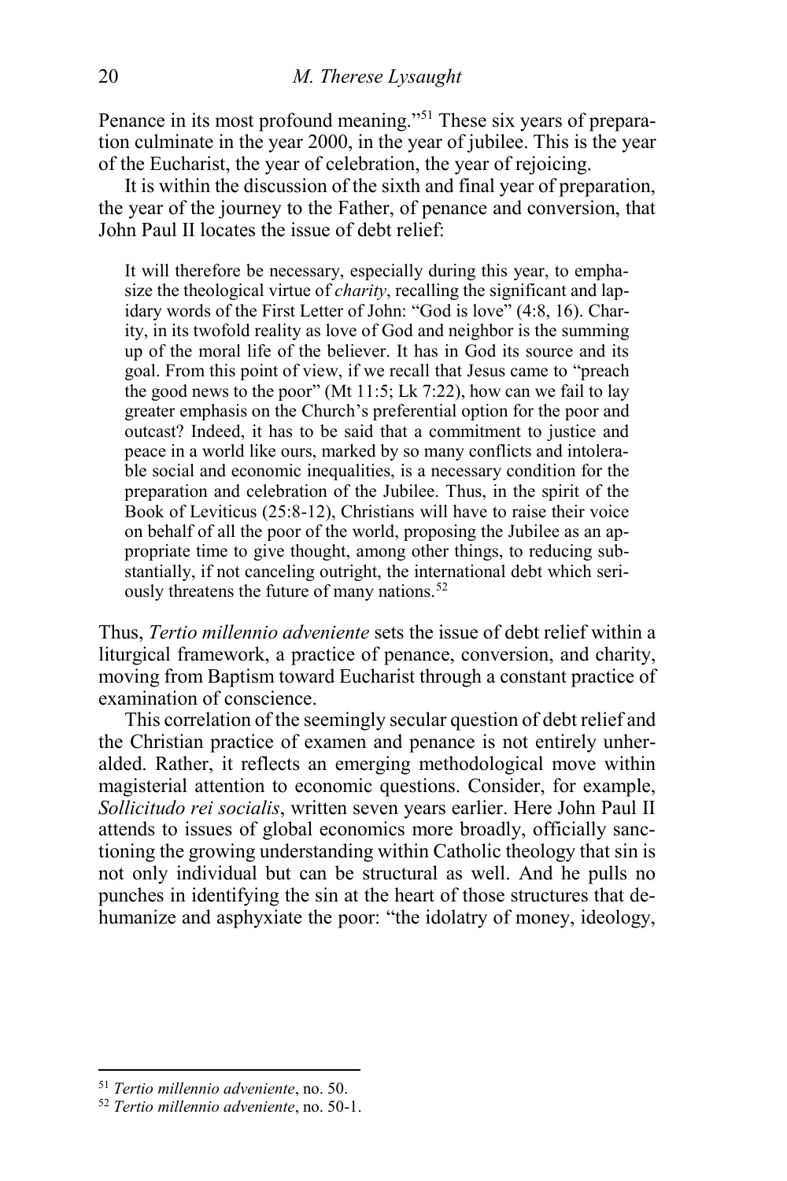Penance in its most profound meaning."[51] These six years of preparation culminate in the year 2000, in the year of jubilee. This is the year of the Eucharist, the year of celebration, the year of rejoicing.

It is within the discussion of the sixth and final year of preparation, the year of the journey to the Father, of penance and conversion, that John Paul II locates the issue of debt relief:

> It will therefore be necessary, especially during this year, to emphasize the theological virtue of *charity*, recalling the significant and lapidary words of the First Letter of John: "God is love" (4:8, 16). Charity, in its twofold reality as love of God and neighbor is the summing up of the moral life of the believer. It has in God its source and its goal. From this point of view, if we recall that Jesus came to "preach the good news to the poor" (Mt 11:5; Lk 7:22), how can we fail to lay greater emphasis on the Church's preferential option for the poor and outcast? Indeed, it has to be said that a commitment to justice and peace in a world like ours, marked by so many conflicts and intolerable social and economic inequalities, is a necessary condition for the preparation and celebration of the Jubilee. Thus, in the spirit of the Book of Leviticus (25:8-12), Christians will have to raise their voice on behalf of all the poor of the world, proposing the Jubilee as an appropriate time to give thought, among other things, to reducing substantially, if not canceling outright, the international debt which seriously threatens the future of many nations.[52]

Thus, *Tertio millennio adveniente* sets the issue of debt relief within a liturgical framework, a practice of penance, conversion, and charity, moving from Baptism toward Eucharist through a constant practice of examination of conscience.

This correlation of the seemingly secular question of debt relief and the Christian practice of examen and penance is not entirely unheralded. Rather, it reflects an emerging methodological move within magisterial attention to economic questions. Consider, for example, *Sollicitudo rei socialis*, written seven years earlier. Here John Paul II attends to issues of global economics more broadly, officially sanctioning the growing understanding within Catholic theology that sin is not only individual but can be structural as well. And he pulls no punches in identifying the sin at the heart of those structures that dehumanize and asphyxiate the poor: "the idolatry of money, ideology,

---

[51] *Tertio millennio adveniente*, no. 50.

[52] *Tertio millennio adveniente*, no. 50-1.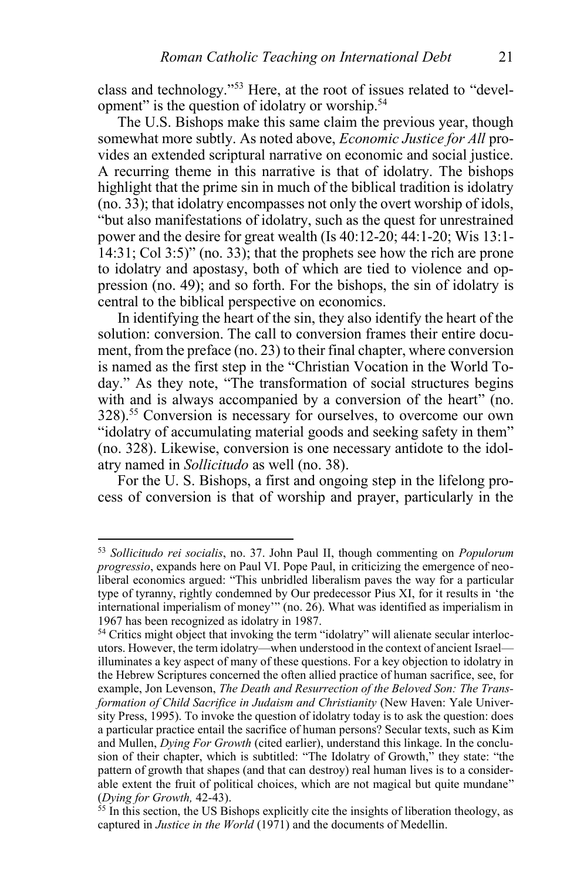class and technology."[53] Here, at the root of issues related to "development" is the question of idolatry or worship.[54]

The U.S. Bishops make this same claim the previous year, though somewhat more subtly. As noted above, *Economic Justice for All* provides an extended scriptural narrative on economic and social justice. A recurring theme in this narrative is that of idolatry. The bishops highlight that the prime sin in much of the biblical tradition is idolatry (no. 33); that idolatry encompasses not only the overt worship of idols, "but also manifestations of idolatry, such as the quest for unrestrained power and the desire for great wealth (Is 40:12-20; 44:1-20; Wis 13:1-14:31; Col 3:5)" (no. 33); that the prophets see how the rich are prone to idolatry and apostasy, both of which are tied to violence and oppression (no. 49); and so forth. For the bishops, the sin of idolatry is central to the biblical perspective on economics.

In identifying the heart of the sin, they also identify the heart of the solution: conversion. The call to conversion frames their entire document, from the preface (no. 23) to their final chapter, where conversion is named as the first step in the "Christian Vocation in the World Today." As they note, "The transformation of social structures begins with and is always accompanied by a conversion of the heart" (no. 328).[55] Conversion is necessary for ourselves, to overcome our own "idolatry of accumulating material goods and seeking safety in them" (no. 328). Likewise, conversion is one necessary antidote to the idolatry named in *Sollicitudo* as well (no. 38).

For the U. S. Bishops, a first and ongoing step in the lifelong process of conversion is that of worship and prayer, particularly in the

---

[53] *Sollicitudo rei socialis*, no. 37. John Paul II, though commenting on *Populorum progressio*, expands here on Paul VI. Pope Paul, in criticizing the emergence of neo-liberal economics argued: "This unbridled liberalism paves the way for a particular type of tyranny, rightly condemned by Our predecessor Pius XI, for it results in 'the international imperialism of money'" (no. 26). What was identified as imperialism in 1967 has been recognized as idolatry in 1987.

[54] Critics might object that invoking the term "idolatry" will alienate secular interlocutors. However, the term idolatry—when understood in the context of ancient Israel—illuminates a key aspect of many of these questions. For a key objection to idolatry in the Hebrew Scriptures concerned the often allied practice of human sacrifice, see, for example, Jon Levenson, *The Death and Resurrection of the Beloved Son: The Transformation of Child Sacrifice in Judaism and Christianity* (New Haven: Yale University Press, 1995). To invoke the question of idolatry today is to ask the question: does a particular practice entail the sacrifice of human persons? Secular texts, such as Kim and Mullen, *Dying For Growth* (cited earlier), understand this linkage. In the conclusion of their chapter, which is subtitled: "The Idolatry of Growth," they state: "the pattern of growth that shapes (and that can destroy) real human lives is to a considerable extent the fruit of political choices, which are not magical but quite mundane" (*Dying for Growth,* 42-43).

[55] In this section, the US Bishops explicitly cite the insights of liberation theology, as captured in *Justice in the World* (1971) and the documents of Medellin.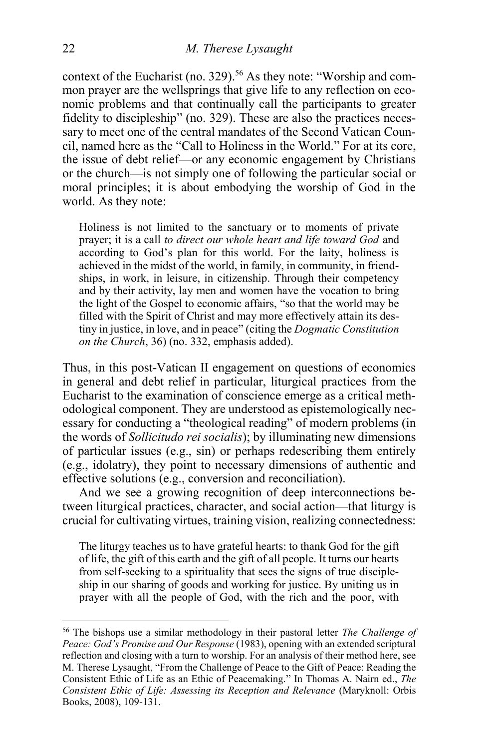context of the Eucharist (no. 329).[56] As they note: "Worship and common prayer are the wellsprings that give life to any reflection on economic problems and that continually call the participants to greater fidelity to discipleship" (no. 329). These are also the practices necessary to meet one of the central mandates of the Second Vatican Council, named here as the "Call to Holiness in the World." For at its core, the issue of debt relief—or any economic engagement by Christians or the church—is not simply one of following the particular social or moral principles; it is about embodying the worship of God in the world. As they note:

> Holiness is not limited to the sanctuary or to moments of private prayer; it is a call *to direct our whole heart and life toward God* and according to God's plan for this world. For the laity, holiness is achieved in the midst of the world, in family, in community, in friendships, in work, in leisure, in citizenship. Through their competency and by their activity, lay men and women have the vocation to bring the light of the Gospel to economic affairs, "so that the world may be filled with the Spirit of Christ and may more effectively attain its destiny in justice, in love, and in peace" (citing the *Dogmatic Constitution on the Church*, 36) (no. 332, emphasis added).

Thus, in this post-Vatican II engagement on questions of economics in general and debt relief in particular, liturgical practices from the Eucharist to the examination of conscience emerge as a critical methodological component. They are understood as epistemologically necessary for conducting a "theological reading" of modern problems (in the words of *Sollicitudo rei socialis*); by illuminating new dimensions of particular issues (e.g., sin) or perhaps redescribing them entirely (e.g., idolatry), they point to necessary dimensions of authentic and effective solutions (e.g., conversion and reconciliation).

And we see a growing recognition of deep interconnections between liturgical practices, character, and social action—that liturgy is crucial for cultivating virtues, training vision, realizing connectedness:

> The liturgy teaches us to have grateful hearts: to thank God for the gift of life, the gift of this earth and the gift of all people. It turns our hearts from self-seeking to a spirituality that sees the signs of true discipleship in our sharing of goods and working for justice. By uniting us in prayer with all the people of God, with the rich and the poor, with

---

[56] The bishops use a similar methodology in their pastoral letter *The Challenge of Peace: God's Promise and Our Response* (1983), opening with an extended scriptural reflection and closing with a turn to worship. For an analysis of their method here, see M. Therese Lysaught, "From the Challenge of Peace to the Gift of Peace: Reading the Consistent Ethic of Life as an Ethic of Peacemaking." In Thomas A. Nairn ed., *The Consistent Ethic of Life: Assessing its Reception and Relevance* (Maryknoll: Orbis Books, 2008), 109-131.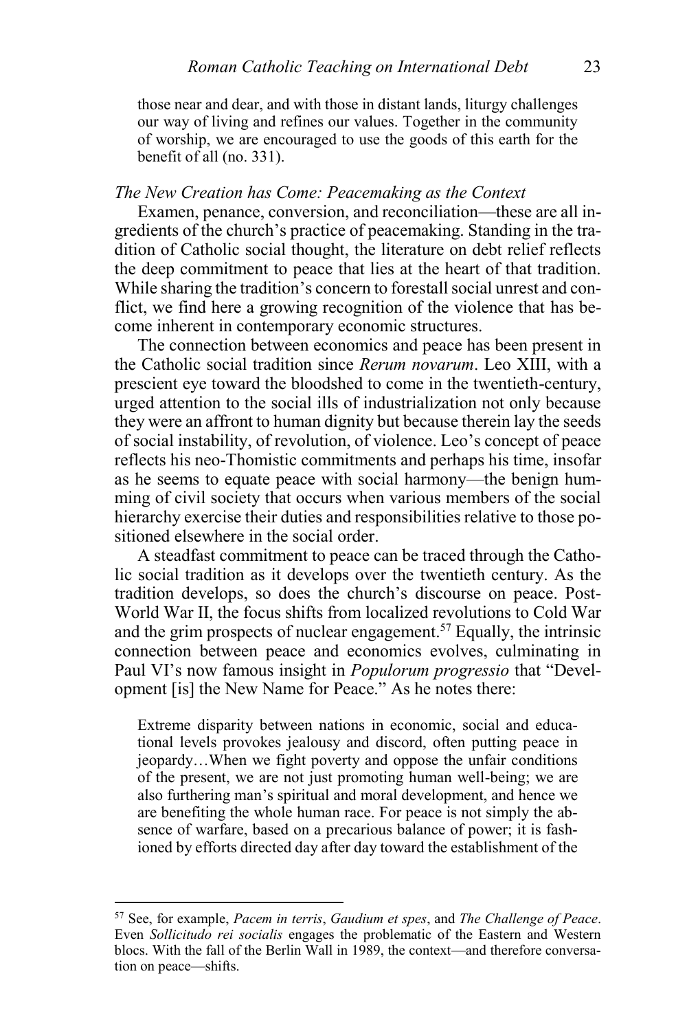> those near and dear, and with those in distant lands, liturgy challenges our way of living and refines our values. Together in the community of worship, we are encouraged to use the goods of this earth for the benefit of all (no. 331).

### *The New Creation has Come: Peacemaking as the Context*

Examen, penance, conversion, and reconciliation—these are all ingredients of the church's practice of peacemaking. Standing in the tradition of Catholic social thought, the literature on debt relief reflects the deep commitment to peace that lies at the heart of that tradition. While sharing the tradition's concern to forestall social unrest and conflict, we find here a growing recognition of the violence that has become inherent in contemporary economic structures.

The connection between economics and peace has been present in the Catholic social tradition since *Rerum novarum*. Leo XIII, with a prescient eye toward the bloodshed to come in the twentieth-century, urged attention to the social ills of industrialization not only because they were an affront to human dignity but because therein lay the seeds of social instability, of revolution, of violence. Leo's concept of peace reflects his neo-Thomistic commitments and perhaps his time, insofar as he seems to equate peace with social harmony—the benign humming of civil society that occurs when various members of the social hierarchy exercise their duties and responsibilities relative to those positioned elsewhere in the social order.

A steadfast commitment to peace can be traced through the Catholic social tradition as it develops over the twentieth century. As the tradition develops, so does the church's discourse on peace. Post-World War II, the focus shifts from localized revolutions to Cold War and the grim prospects of nuclear engagement.[57] Equally, the intrinsic connection between peace and economics evolves, culminating in Paul VI's now famous insight in *Populorum progressio* that "Development [is] the New Name for Peace." As he notes there:

> Extreme disparity between nations in economic, social and educational levels provokes jealousy and discord, often putting peace in jeopardy…When we fight poverty and oppose the unfair conditions of the present, we are not just promoting human well-being; we are also furthering man's spiritual and moral development, and hence we are benefiting the whole human race. For peace is not simply the absence of warfare, based on a precarious balance of power; it is fashioned by efforts directed day after day toward the establishment of the

---

[57] See, for example, *Pacem in terris*, *Gaudium et spes*, and *The Challenge of Peace*. Even *Sollicitudo rei socialis* engages the problematic of the Eastern and Western blocs. With the fall of the Berlin Wall in 1989, the context—and therefore conversation on peace—shifts.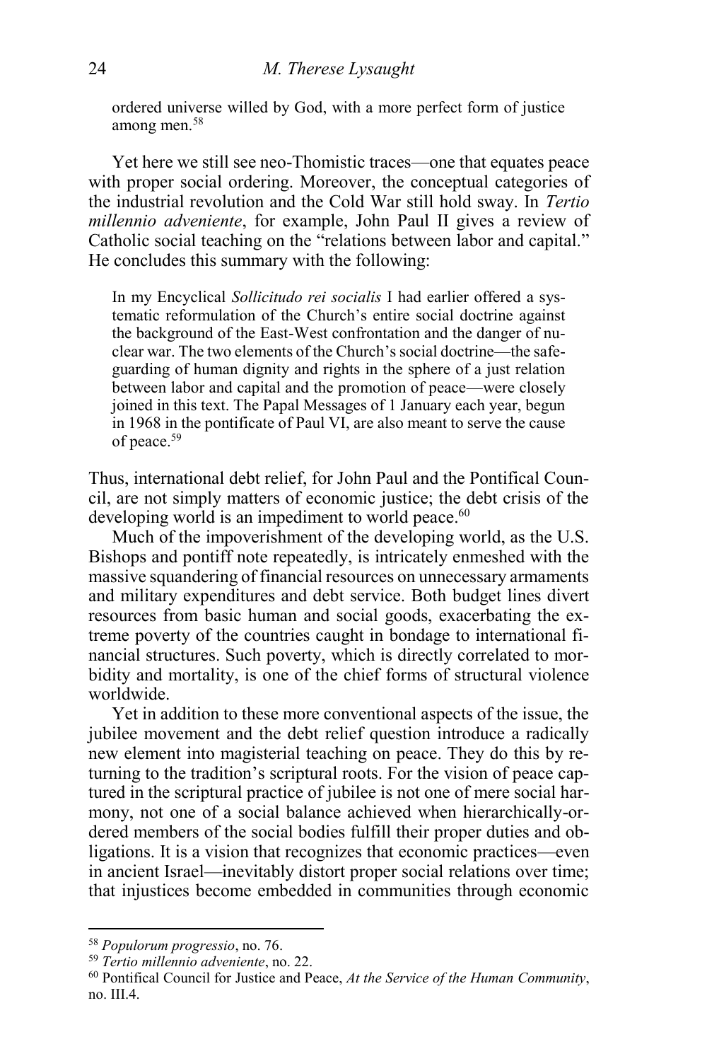ordered universe willed by God, with a more perfect form of justice among men.[58]

Yet here we still see neo-Thomistic traces—one that equates peace with proper social ordering. Moreover, the conceptual categories of the industrial revolution and the Cold War still hold sway. In *Tertio millennio adveniente*, for example, John Paul II gives a review of Catholic social teaching on the "relations between labor and capital." He concludes this summary with the following:

> In my Encyclical *Sollicitudo rei socialis* I had earlier offered a systematic reformulation of the Church's entire social doctrine against the background of the East-West confrontation and the danger of nuclear war. The two elements of the Church's social doctrine—the safeguarding of human dignity and rights in the sphere of a just relation between labor and capital and the promotion of peace—were closely joined in this text. The Papal Messages of 1 January each year, begun in 1968 in the pontificate of Paul VI, are also meant to serve the cause of peace.[59]

Thus, international debt relief, for John Paul and the Pontifical Council, are not simply matters of economic justice; the debt crisis of the developing world is an impediment to world peace.[60]

Much of the impoverishment of the developing world, as the U.S. Bishops and pontiff note repeatedly, is intricately enmeshed with the massive squandering of financial resources on unnecessary armaments and military expenditures and debt service. Both budget lines divert resources from basic human and social goods, exacerbating the extreme poverty of the countries caught in bondage to international financial structures. Such poverty, which is directly correlated to morbidity and mortality, is one of the chief forms of structural violence worldwide.

Yet in addition to these more conventional aspects of the issue, the jubilee movement and the debt relief question introduce a radically new element into magisterial teaching on peace. They do this by returning to the tradition's scriptural roots. For the vision of peace captured in the scriptural practice of jubilee is not one of mere social harmony, not one of a social balance achieved when hierarchically-ordered members of the social bodies fulfill their proper duties and obligations. It is a vision that recognizes that economic practices—even in ancient Israel—inevitably distort proper social relations over time; that injustices become embedded in communities through economic

---

[58] *Populorum progressio*, no. 76.

[59] *Tertio millennio adveniente*, no. 22.

[60] Pontifical Council for Justice and Peace, *At the Service of the Human Community*, no. III.4.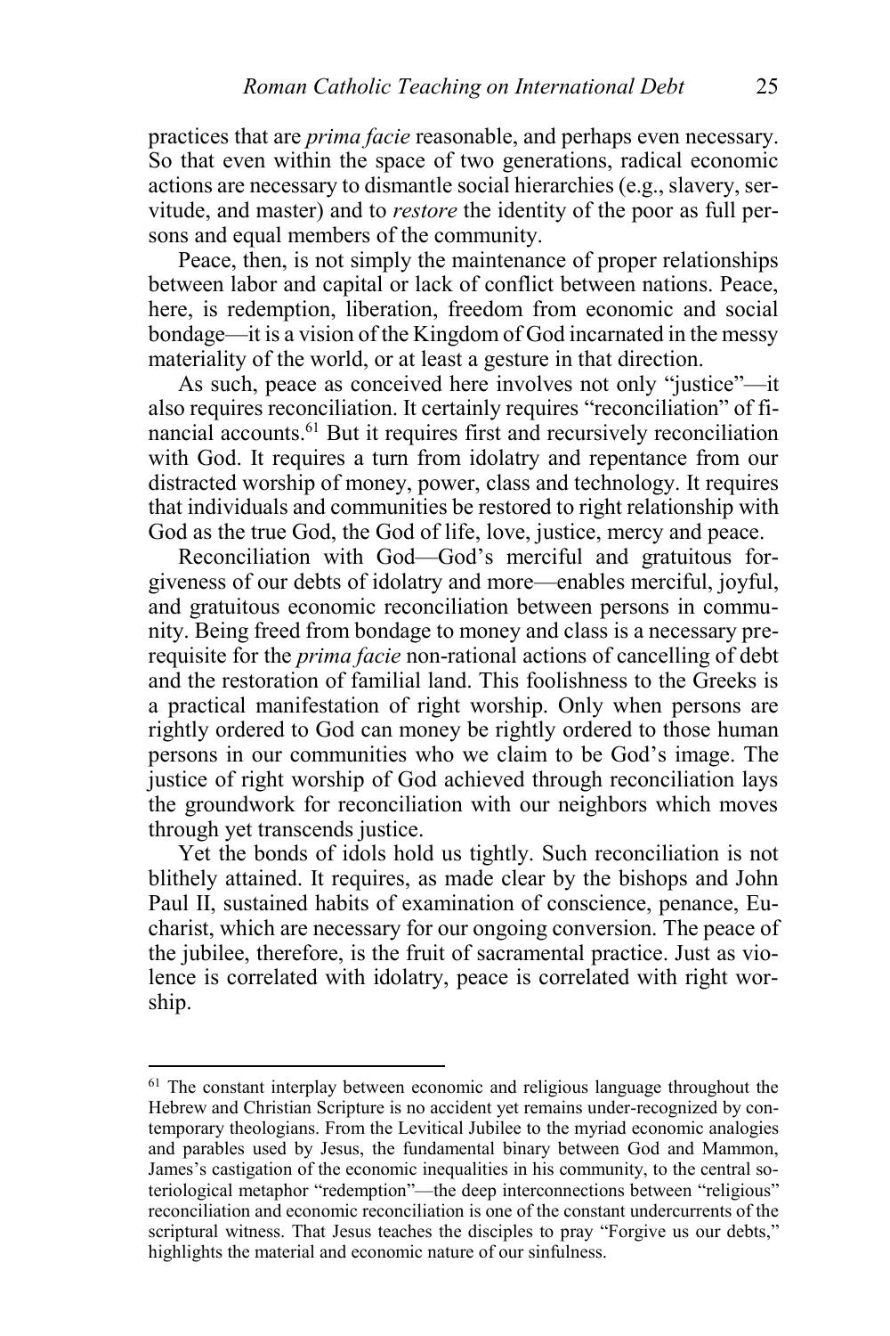practices that are *prima facie* reasonable, and perhaps even necessary. So that even within the space of two generations, radical economic actions are necessary to dismantle social hierarchies (e.g., slavery, servitude, and master) and to *restore* the identity of the poor as full persons and equal members of the community.

Peace, then, is not simply the maintenance of proper relationships between labor and capital or lack of conflict between nations. Peace, here, is redemption, liberation, freedom from economic and social bondage—it is a vision of the Kingdom of God incarnated in the messy materiality of the world, or at least a gesture in that direction.

As such, peace as conceived here involves not only "justice"—it also requires reconciliation. It certainly requires "reconciliation" of financial accounts.[61] But it requires first and recursively reconciliation with God. It requires a turn from idolatry and repentance from our distracted worship of money, power, class and technology. It requires that individuals and communities be restored to right relationship with God as the true God, the God of life, love, justice, mercy and peace.

Reconciliation with God—God's merciful and gratuitous forgiveness of our debts of idolatry and more—enables merciful, joyful, and gratuitous economic reconciliation between persons in community. Being freed from bondage to money and class is a necessary prerequisite for the *prima facie* non-rational actions of cancelling of debt and the restoration of familial land. This foolishness to the Greeks is a practical manifestation of right worship. Only when persons are rightly ordered to God can money be rightly ordered to those human persons in our communities who we claim to be God's image. The justice of right worship of God achieved through reconciliation lays the groundwork for reconciliation with our neighbors which moves through yet transcends justice.

Yet the bonds of idols hold us tightly. Such reconciliation is not blithely attained. It requires, as made clear by the bishops and John Paul II, sustained habits of examination of conscience, penance, Eucharist, which are necessary for our ongoing conversion. The peace of the jubilee, therefore, is the fruit of sacramental practice. Just as violence is correlated with idolatry, peace is correlated with right worship.

---

[61] The constant interplay between economic and religious language throughout the Hebrew and Christian Scripture is no accident yet remains under-recognized by contemporary theologians. From the Levitical Jubilee to the myriad economic analogies and parables used by Jesus, the fundamental binary between God and Mammon, James's castigation of the economic inequalities in his community, to the central soteriological metaphor "redemption"—the deep interconnections between "religious" reconciliation and economic reconciliation is one of the constant undercurrents of the scriptural witness. That Jesus teaches the disciples to pray "Forgive us our debts," highlights the material and economic nature of our sinfulness.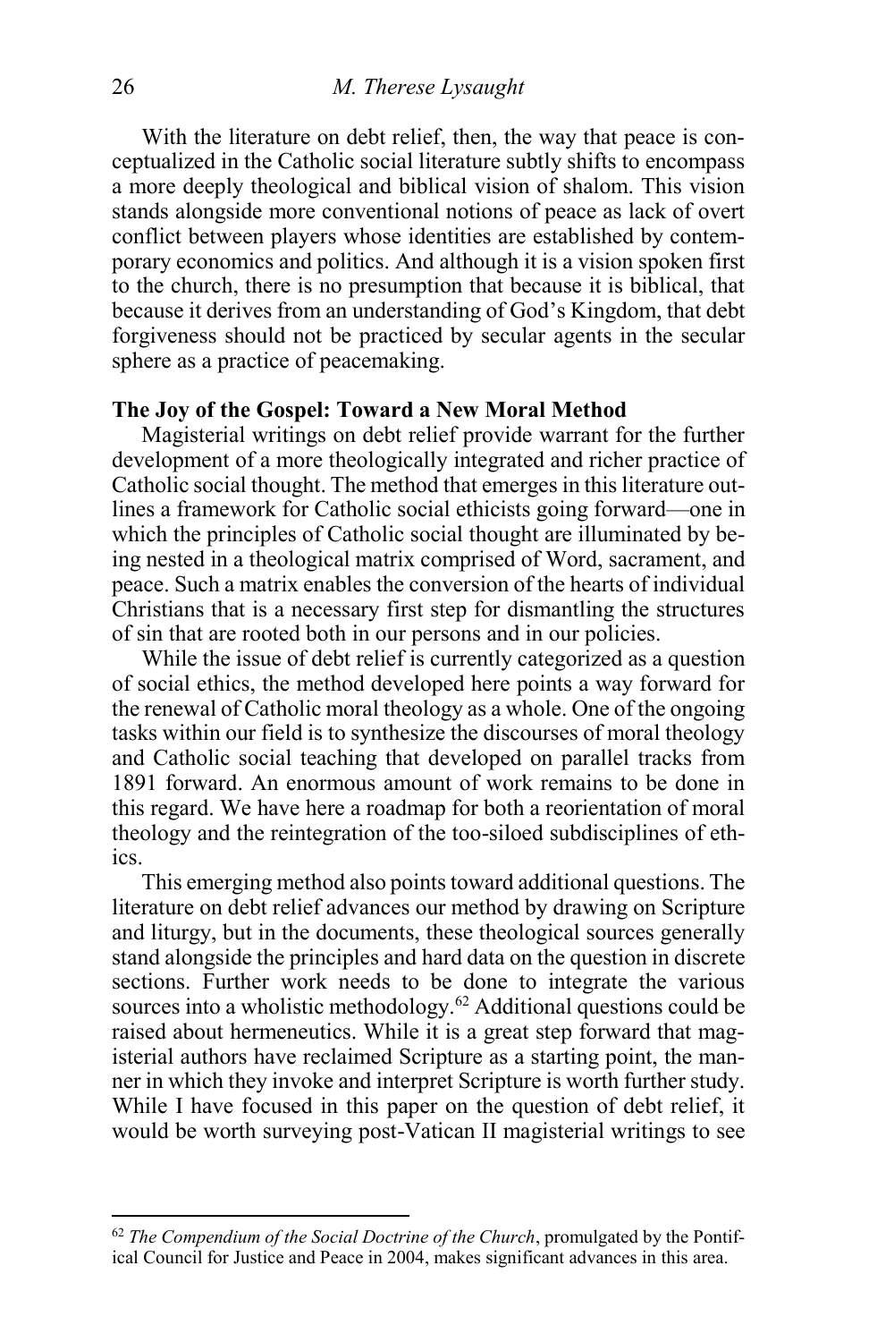With the literature on debt relief, then, the way that peace is conceptualized in the Catholic social literature subtly shifts to encompass a more deeply theological and biblical vision of shalom. This vision stands alongside more conventional notions of peace as lack of overt conflict between players whose identities are established by contemporary economics and politics. And although it is a vision spoken first to the church, there is no presumption that because it is biblical, that because it derives from an understanding of God's Kingdom, that debt forgiveness should not be practiced by secular agents in the secular sphere as a practice of peacemaking.

## The Joy of the Gospel: Toward a New Moral Method

Magisterial writings on debt relief provide warrant for the further development of a more theologically integrated and richer practice of Catholic social thought. The method that emerges in this literature outlines a framework for Catholic social ethicists going forward—one in which the principles of Catholic social thought are illuminated by being nested in a theological matrix comprised of Word, sacrament, and peace. Such a matrix enables the conversion of the hearts of individual Christians that is a necessary first step for dismantling the structures of sin that are rooted both in our persons and in our policies.

While the issue of debt relief is currently categorized as a question of social ethics, the method developed here points a way forward for the renewal of Catholic moral theology as a whole. One of the ongoing tasks within our field is to synthesize the discourses of moral theology and Catholic social teaching that developed on parallel tracks from 1891 forward. An enormous amount of work remains to be done in this regard. We have here a roadmap for both a reorientation of moral theology and the reintegration of the too-siloed subdisciplines of ethics.

This emerging method also points toward additional questions. The literature on debt relief advances our method by drawing on Scripture and liturgy, but in the documents, these theological sources generally stand alongside the principles and hard data on the question in discrete sections. Further work needs to be done to integrate the various sources into a wholistic methodology.[62] Additional questions could be raised about hermeneutics. While it is a great step forward that magisterial authors have reclaimed Scripture as a starting point, the manner in which they invoke and interpret Scripture is worth further study. While I have focused in this paper on the question of debt relief, it would be worth surveying post-Vatican II magisterial writings to see

---

[62] *The Compendium of the Social Doctrine of the Church*, promulgated by the Pontifical Council for Justice and Peace in 2004, makes significant advances in this area.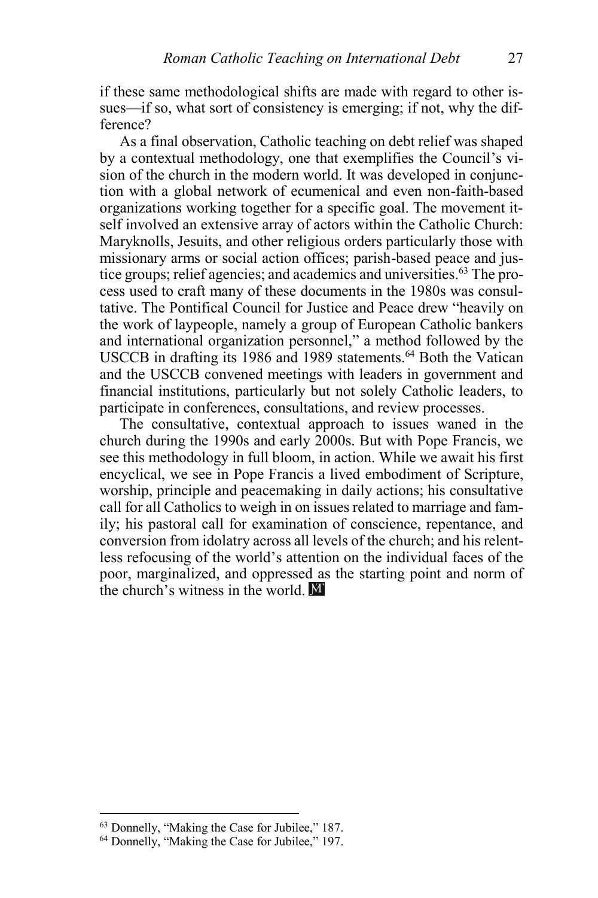if these same methodological shifts are made with regard to other issues—if so, what sort of consistency is emerging; if not, why the difference?

As a final observation, Catholic teaching on debt relief was shaped by a contextual methodology, one that exemplifies the Council's vision of the church in the modern world. It was developed in conjunction with a global network of ecumenical and even non-faith-based organizations working together for a specific goal. The movement itself involved an extensive array of actors within the Catholic Church: Maryknolls, Jesuits, and other religious orders particularly those with missionary arms or social action offices; parish-based peace and justice groups; relief agencies; and academics and universities.[63] The process used to craft many of these documents in the 1980s was consultative. The Pontifical Council for Justice and Peace drew "heavily on the work of laypeople, namely a group of European Catholic bankers and international organization personnel," a method followed by the USCCB in drafting its 1986 and 1989 statements.[64] Both the Vatican and the USCCB convened meetings with leaders in government and financial institutions, particularly but not solely Catholic leaders, to participate in conferences, consultations, and review processes.

The consultative, contextual approach to issues waned in the church during the 1990s and early 2000s. But with Pope Francis, we see this methodology in full bloom, in action. While we await his first encyclical, we see in Pope Francis a lived embodiment of Scripture, worship, principle and peacemaking in daily actions; his consultative call for all Catholics to weigh in on issues related to marriage and family; his pastoral call for examination of conscience, repentance, and conversion from idolatry across all levels of the church; and his relentless refocusing of the world's attention on the individual faces of the poor, marginalized, and oppressed as the starting point and norm of the church's witness in the world.

---

[63] Donnelly, "Making the Case for Jubilee," 187.

[64] Donnelly, "Making the Case for Jubilee," 197.